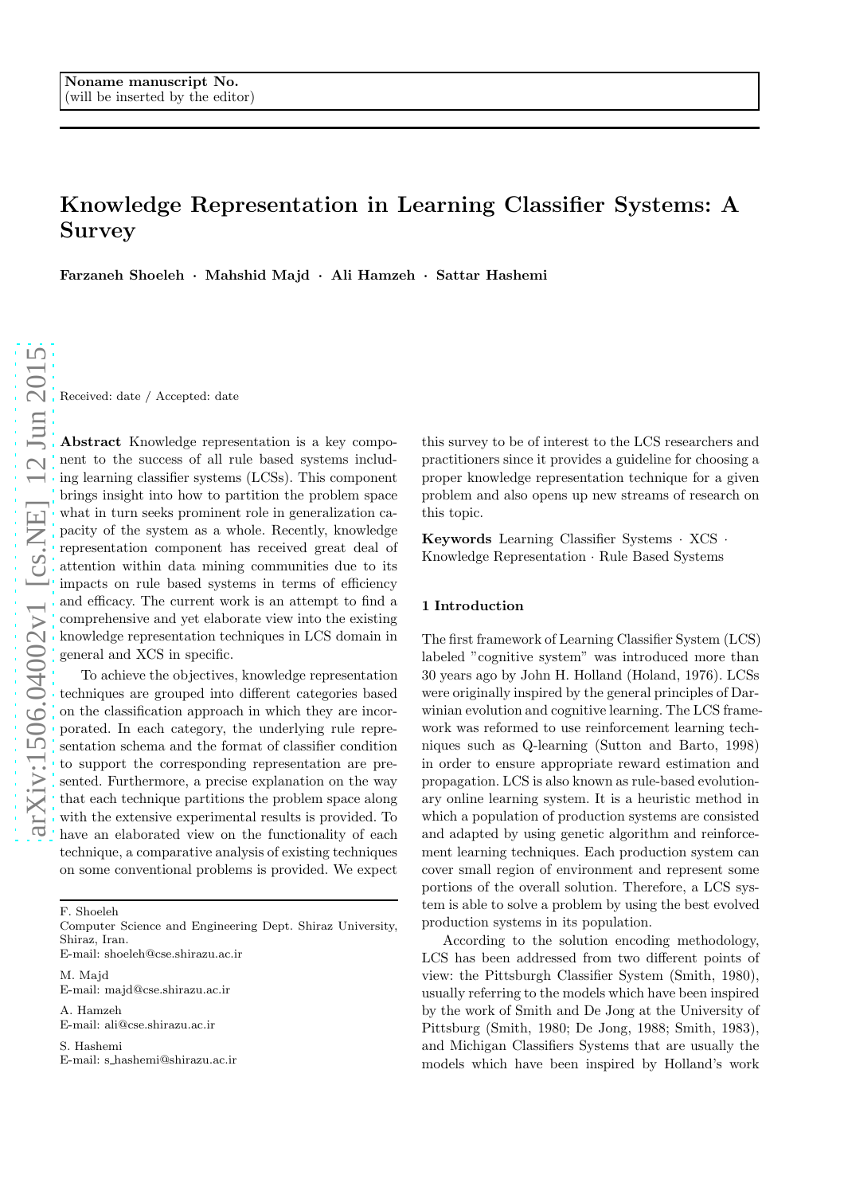Noname manuscript No.
(will be inserted by the editor)

# Knowledge Representation in Learning Classifier Systems: A Survey

**Farzaneh Shoeleh · Mahshid Majd · Ali Hamzeh · Sattar Hashemi**

Received: date / Accepted: date

**Abstract** Knowledge representation is a key component to the success of all rule based systems including learning classifier systems (LCSs). This component brings insight into how to partition the problem space what in turn seeks prominent role in generalization capacity of the system as a whole. Recently, knowledge representation component has received great deal of attention within data mining communities due to its impacts on rule based systems in terms of efficiency and efficacy. The current work is an attempt to find a comprehensive and yet elaborate view into the existing knowledge representation techniques in LCS domain in general and XCS in specific.

To achieve the objectives, knowledge representation techniques are grouped into different categories based on the classification approach in which they are incorporated. In each category, the underlying rule representation schema and the format of classifier condition to support the corresponding representation are presented. Furthermore, a precise explanation on the way that each technique partitions the problem space along with the extensive experimental results is provided. To have an elaborated view on the functionality of each technique, a comparative analysis of existing techniques on some conventional problems is provided. We expect this survey to be of interest to the LCS researchers and practitioners since it provides a guideline for choosing a proper knowledge representation technique for a given problem and also opens up new streams of research on this topic.

**Keywords** Learning Classifier Systems · XCS · Knowledge Representation · Rule Based Systems

F. Shoeleh
Computer Science and Engineering Dept. Shiraz University, Shiraz, Iran.
E-mail: shoeleh@cse.shirazu.ac.ir

M. Majd
E-mail: majd@cse.shirazu.ac.ir

A. Hamzeh
E-mail: ali@cse.shirazu.ac.ir

S. Hashemi
E-mail: s_hashemi@shirazu.ac.ir

## 1 Introduction

The first framework of Learning Classifier System (LCS) labeled "cognitive system" was introduced more than 30 years ago by John H. Holland (Holand, 1976). LCSs were originally inspired by the general principles of Darwinian evolution and cognitive learning. The LCS framework was reformed to use reinforcement learning techniques such as Q-learning (Sutton and Barto, 1998) in order to ensure appropriate reward estimation and propagation. LCS is also known as rule-based evolutionary online learning system. It is a heuristic method in which a population of production systems are consisted and adapted by using genetic algorithm and reinforcement learning techniques. Each production system can cover small region of environment and represent some portions of the overall solution. Therefore, a LCS system is able to solve a problem by using the best evolved production systems in its population.

According to the solution encoding methodology, LCS has been addressed from two different points of view: the Pittsburgh Classifier System (Smith, 1980), usually referring to the models which have been inspired by the work of Smith and De Jong at the University of Pittsburg (Smith, 1980; De Jong, 1988; Smith, 1983), and Michigan Classifiers Systems that are usually the models which have been inspired by Holland's work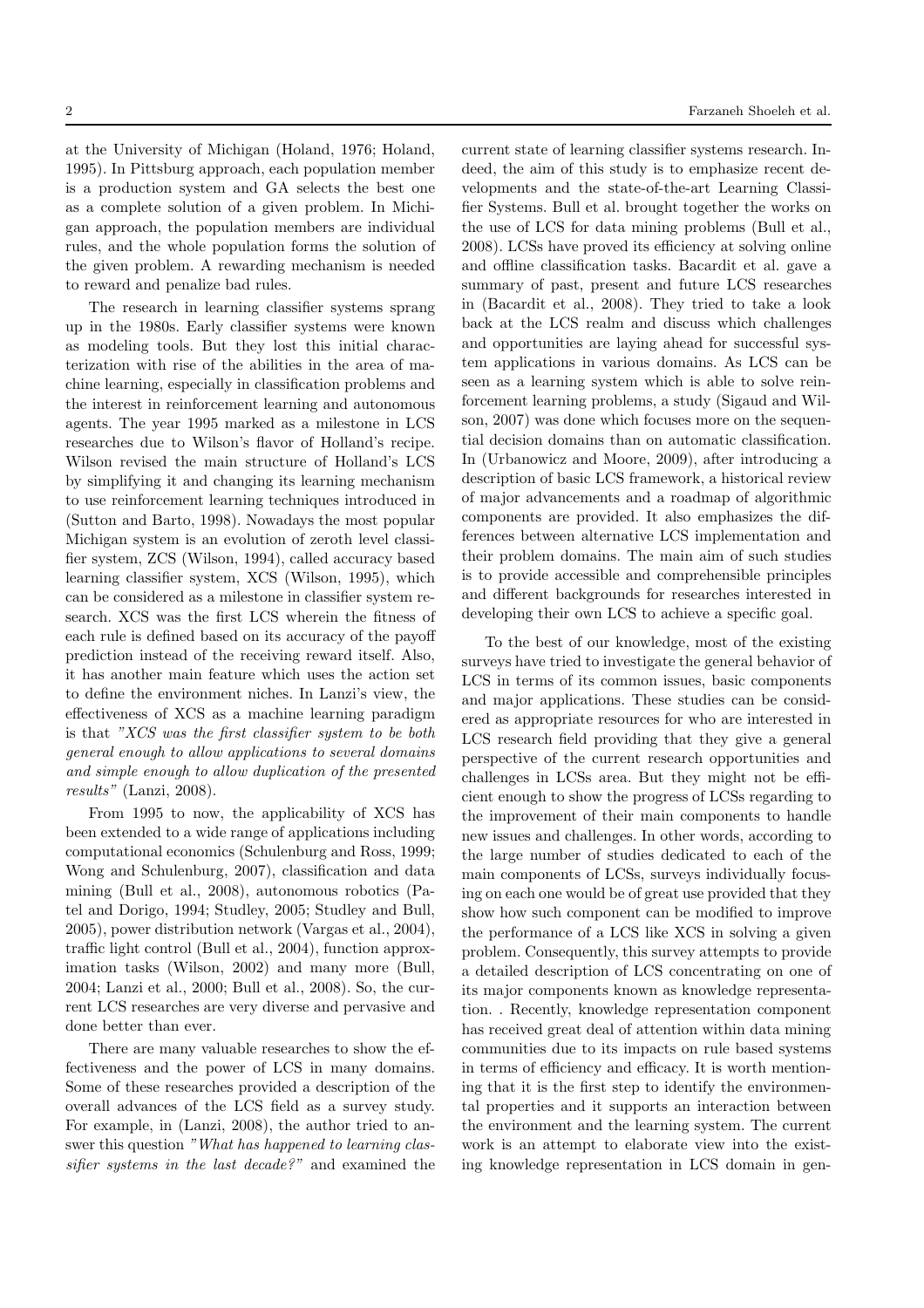at the University of Michigan (Holand, 1976; Holand, 1995). In Pittsburg approach, each population member is a production system and GA selects the best one as a complete solution of a given problem. In Michigan approach, the population members are individual rules, and the whole population forms the solution of the given problem. A rewarding mechanism is needed to reward and penalize bad rules.

The research in learning classifier systems sprang up in the 1980s. Early classifier systems were known as modeling tools. But they lost this initial characterization with rise of the abilities in the area of machine learning, especially in classification problems and the interest in reinforcement learning and autonomous agents. The year 1995 marked as a milestone in LCS researches due to Wilson's flavor of Holland's recipe. Wilson revised the main structure of Holland's LCS by simplifying it and changing its learning mechanism to use reinforcement learning techniques introduced in (Sutton and Barto, 1998). Nowadays the most popular Michigan system is an evolution of zeroth level classifier system, ZCS (Wilson, 1994), called accuracy based learning classifier system, XCS (Wilson, 1995), which can be considered as a milestone in classifier system research. XCS was the first LCS wherein the fitness of each rule is defined based on its accuracy of the payoff prediction instead of the receiving reward itself. Also, it has another main feature which uses the action set to define the environment niches. In Lanzi's view, the effectiveness of XCS as a machine learning paradigm is that *"XCS was the first classifier system to be both general enough to allow applications to several domains and simple enough to allow duplication of the presented results"* (Lanzi, 2008).

From 1995 to now, the applicability of XCS has been extended to a wide range of applications including computational economics (Schulenburg and Ross, 1999; Wong and Schulenburg, 2007), classification and data mining (Bull et al., 2008), autonomous robotics (Patel and Dorigo, 1994; Studley, 2005; Studley and Bull, 2005), power distribution network (Vargas et al., 2004), traffic light control (Bull et al., 2004), function approximation tasks (Wilson, 2002) and many more (Bull, 2004; Lanzi et al., 2000; Bull et al., 2008). So, the current LCS researches are very diverse and pervasive and done better than ever.

There are many valuable researches to show the effectiveness and the power of LCS in many domains. Some of these researches provided a description of the overall advances of the LCS field as a survey study. For example, in (Lanzi, 2008), the author tried to answer this question *"What has happened to learning classifier systems in the last decade?"* and examined the current state of learning classifier systems research. Indeed, the aim of this study is to emphasize recent developments and the state-of-the-art Learning Classifier Systems. Bull et al. brought together the works on the use of LCS for data mining problems (Bull et al., 2008). LCSs have proved its efficiency at solving online and offline classification tasks. Bacardit et al. gave a summary of past, present and future LCS researches in (Bacardit et al., 2008). They tried to take a look back at the LCS realm and discuss which challenges and opportunities are laying ahead for successful system applications in various domains. As LCS can be seen as a learning system which is able to solve reinforcement learning problems, a study (Sigaud and Wilson, 2007) was done which focuses more on the sequential decision domains than on automatic classification. In (Urbanowicz and Moore, 2009), after introducing a description of basic LCS framework, a historical review of major advancements and a roadmap of algorithmic components are provided. It also emphasizes the differences between alternative LCS implementation and their problem domains. The main aim of such studies is to provide accessible and comprehensible principles and different backgrounds for researches interested in developing their own LCS to achieve a specific goal.

To the best of our knowledge, most of the existing surveys have tried to investigate the general behavior of LCS in terms of its common issues, basic components and major applications. These studies can be considered as appropriate resources for who are interested in LCS research field providing that they give a general perspective of the current research opportunities and challenges in LCSs area. But they might not be efficient enough to show the progress of LCSs regarding to the improvement of their main components to handle new issues and challenges. In other words, according to the large number of studies dedicated to each of the main components of LCSs, surveys individually focusing on each one would be of great use provided that they show how such component can be modified to improve the performance of a LCS like XCS in solving a given problem. Consequently, this survey attempts to provide a detailed description of LCS concentrating on one of its major components known as knowledge representation. . Recently, knowledge representation component has received great deal of attention within data mining communities due to its impacts on rule based systems in terms of efficiency and efficacy. It is worth mentioning that it is the first step to identify the environmental properties and it supports an interaction between the environment and the learning system. The current work is an attempt to elaborate view into the existing knowledge representation in LCS domain in gen-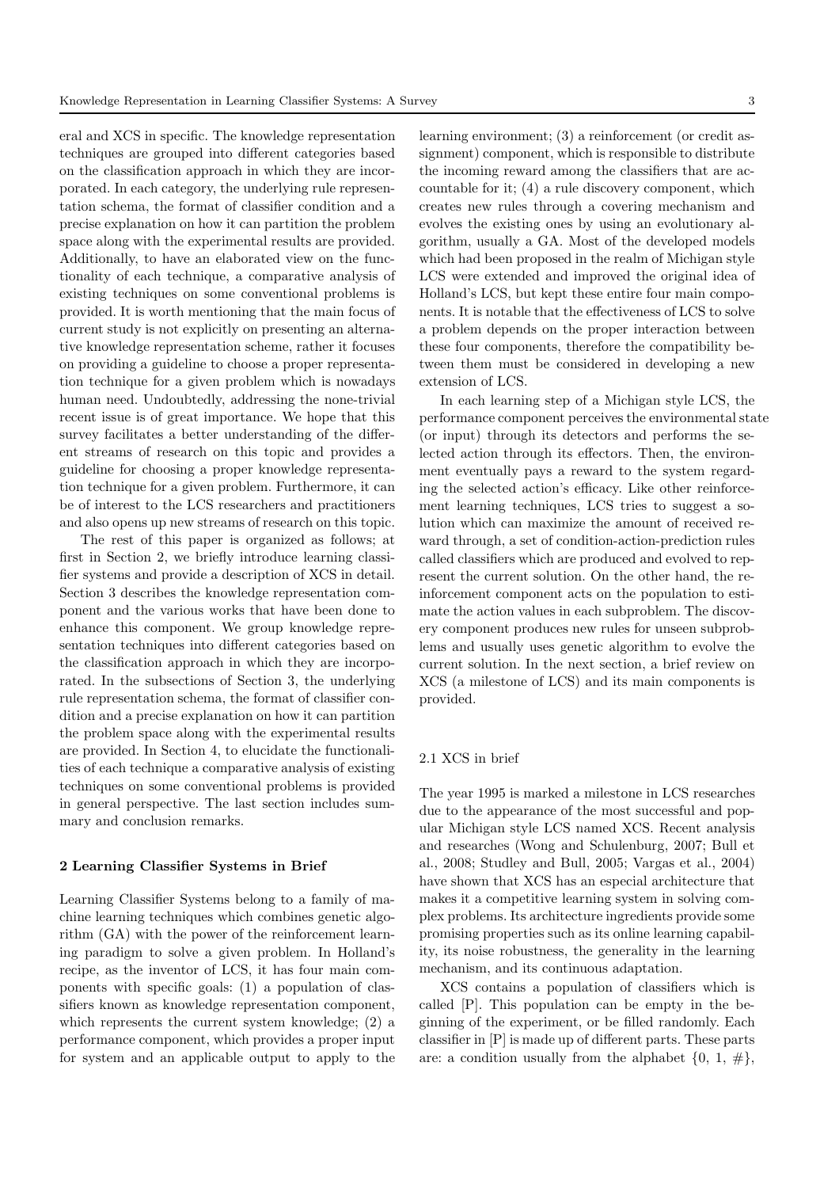eral and XCS in specific. The knowledge representation techniques are grouped into different categories based on the classification approach in which they are incorporated. In each category, the underlying rule representation schema, the format of classifier condition and a precise explanation on how it can partition the problem space along with the experimental results are provided. Additionally, to have an elaborated view on the functionality of each technique, a comparative analysis of existing techniques on some conventional problems is provided. It is worth mentioning that the main focus of current study is not explicitly on presenting an alternative knowledge representation scheme, rather it focuses on providing a guideline to choose a proper representation technique for a given problem which is nowadays human need. Undoubtedly, addressing the none-trivial recent issue is of great importance. We hope that this survey facilitates a better understanding of the different streams of research on this topic and provides a guideline for choosing a proper knowledge representation technique for a given problem. Furthermore, it can be of interest to the LCS researchers and practitioners and also opens up new streams of research on this topic.

The rest of this paper is organized as follows; at first in Section 2, we briefly introduce learning classifier systems and provide a description of XCS in detail. Section 3 describes the knowledge representation component and the various works that have been done to enhance this component. We group knowledge representation techniques into different categories based on the classification approach in which they are incorporated. In the subsections of Section 3, the underlying rule representation schema, the format of classifier condition and a precise explanation on how it can partition the problem space along with the experimental results are provided. In Section 4, to elucidate the functionalities of each technique a comparative analysis of existing techniques on some conventional problems is provided in general perspective. The last section includes summary and conclusion remarks.

## 2 Learning Classifier Systems in Brief

Learning Classifier Systems belong to a family of machine learning techniques which combines genetic algorithm (GA) with the power of the reinforcement learning paradigm to solve a given problem. In Holland's recipe, as the inventor of LCS, it has four main components with specific goals: (1) a population of classifiers known as knowledge representation component, which represents the current system knowledge; (2) a performance component, which provides a proper input for system and an applicable output to apply to the learning environment; (3) a reinforcement (or credit assignment) component, which is responsible to distribute the incoming reward among the classifiers that are accountable for it; (4) a rule discovery component, which creates new rules through a covering mechanism and evolves the existing ones by using an evolutionary algorithm, usually a GA. Most of the developed models which had been proposed in the realm of Michigan style LCS were extended and improved the original idea of Holland's LCS, but kept these entire four main components. It is notable that the effectiveness of LCS to solve a problem depends on the proper interaction between these four components, therefore the compatibility between them must be considered in developing a new extension of LCS.

In each learning step of a Michigan style LCS, the performance component perceives the environmental state (or input) through its detectors and performs the selected action through its effectors. Then, the environment eventually pays a reward to the system regarding the selected action's efficacy. Like other reinforcement learning techniques, LCS tries to suggest a solution which can maximize the amount of received reward through, a set of condition-action-prediction rules called classifiers which are produced and evolved to represent the current solution. On the other hand, the reinforcement component acts on the population to estimate the action values in each subproblem. The discovery component produces new rules for unseen subproblems and usually uses genetic algorithm to evolve the current solution. In the next section, a brief review on XCS (a milestone of LCS) and its main components is provided.

### 2.1 XCS in brief

The year 1995 is marked a milestone in LCS researches due to the appearance of the most successful and popular Michigan style LCS named XCS. Recent analysis and researches (Wong and Schulenburg, 2007; Bull et al., 2008; Studley and Bull, 2005; Vargas et al., 2004) have shown that XCS has an especial architecture that makes it a competitive learning system in solving complex problems. Its architecture ingredients provide some promising properties such as its online learning capability, its noise robustness, the generality in the learning mechanism, and its continuous adaptation.

XCS contains a population of classifiers which is called [P]. This population can be empty in the beginning of the experiment, or be filled randomly. Each classifier in [P] is made up of different parts. These parts are: a condition usually from the alphabet {0, 1, #},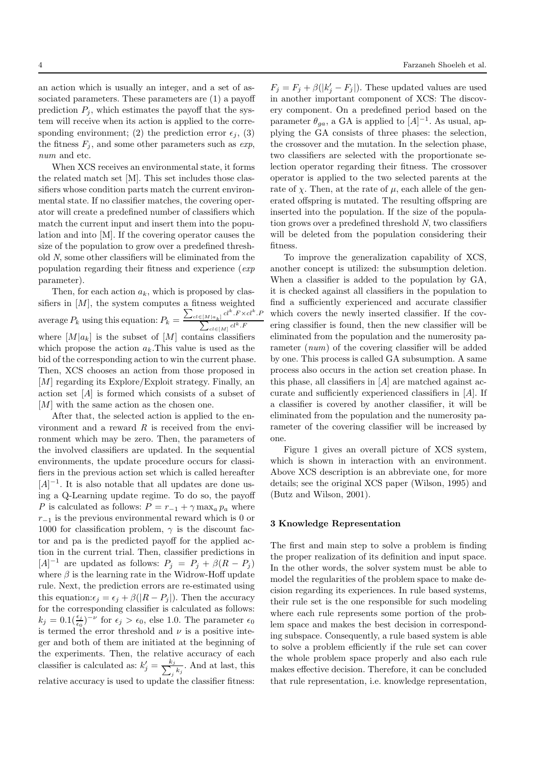an action which is usually an integer, and a set of associated parameters. These parameters are (1) a payoff prediction $P_j$, which estimates the payoff that the system will receive when its action is applied to the corresponding environment; (2) the prediction error $\epsilon_j$, (3) the fitness $F_j$, and some other parameters such as *exp*, *num* and etc.

When XCS receives an environmental state, it forms the related match set [M]. This set includes those classifiers whose condition parts match the current environmental state. If no classifier matches, the covering operator will create a predefined number of classifiers which match the current input and insert them into the population and into [M]. If the covering operator causes the size of the population to grow over a predefined threshold *N*, some other classifiers will be eliminated from the population regarding their fitness and experience (*exp* parameter).

Then, for each action $a_k$, which is proposed by classifiers in $[M]$, the system computes a fitness weighted average $P_k$ using this equation: $P_k = \frac{\sum_{cl \in [M|a_k]} cl^k.F \times cl^k.P}{\sum_{cl \in [M]} cl^k.F}$ where $[M|a_k]$ is the subset of $[M]$ contains classifiers which propose the action $a_k$.This value is used as the bid of the corresponding action to win the current phase. Then, XCS chooses an action from those proposed in $[M]$ regarding its Explore/Exploit strategy. Finally, an action set $[A]$ is formed which consists of a subset of $[M]$ with the same action as the chosen one.

After that, the selected action is applied to the environment and a reward $R$ is received from the environment which may be zero. Then, the parameters of the involved classifiers are updated. In the sequential environments, the update procedure occurs for classifiers in the previous action set which is called hereafter $[A]^{-1}$. It is also notable that all updates are done using a Q-Learning update regime. To do so, the payoff $P$ is calculated as follows: $P = r_{-1} + \gamma \max_a p_a$ where $r_{-1}$ is the previous environmental reward which is 0 or 1000 for classification problem, $\gamma$ is the discount factor and pa is the predicted payoff for the applied action in the current trial. Then, classifier predictions in $[A]^{-1}$ are updated as follows: $P_j = P_j + \beta(R - P_j)$ where $\beta$ is the learning rate in the Widrow-Hoff update rule. Next, the prediction errors are re-estimated using this equation:$\epsilon_j = \epsilon_j + \beta(|R - P_j|)$. Then the accuracy for the corresponding classifier is calculated as follows: $k_j = 0.1(\frac{\epsilon_j}{\epsilon_0})^{-\nu}$ for $\epsilon_j > \epsilon_0$, else 1.0. The parameter $\epsilon_0$ is termed the error threshold and $\nu$ is a positive integer and both of them are initiated at the beginning of the experiments. Then, the relative accuracy of each classifier is calculated as: $k'_j = \frac{k_j}{\sum_j k_j}$. And at last, this relative accuracy is used to update the classifier fitness: $F_j = F_j + \beta(|k'_j - F_j|)$. These updated values are used in another important component of XCS: The discovery component. On a predefined period based on the parameter $\theta_{ga}$, a GA is applied to $[A]^{-1}$. As usual, applying the GA consists of three phases: the selection, the crossover and the mutation. In the selection phase, two classifiers are selected with the proportionate selection operator regarding their fitness. The crossover operator is applied to the two selected parents at the rate of $\chi$. Then, at the rate of $\mu$, each allele of the generated offspring is mutated. The resulting offspring are inserted into the population. If the size of the population grows over a predefined threshold *N*, two classifiers will be deleted from the population considering their fitness.

To improve the generalization capability of XCS, another concept is utilized: the subsumption deletion. When a classifier is added to the population by GA, it is checked against all classifiers in the population to find a sufficiently experienced and accurate classifier which covers the newly inserted classifier. If the covering classifier is found, then the new classifier will be eliminated from the population and the numerosity parameter (*num*) of the covering classifier will be added by one. This process is called GA subsumption. A same process also occurs in the action set creation phase. In this phase, all classifiers in $[A]$ are matched against accurate and sufficiently experienced classifiers in $[A]$. If a classifier is covered by another classifier, it will be eliminated from the population and the numerosity parameter of the covering classifier will be increased by one.

Figure 1 gives an overall picture of XCS system, which is shown in interaction with an environment. Above XCS description is an abbreviate one, for more details; see the original XCS paper (Wilson, 1995) and (Butz and Wilson, 2001).

## 3 Knowledge Representation

The first and main step to solve a problem is finding the proper realization of its definition and input space. In the other words, the solver system must be able to model the regularities of the problem space to make decision regarding its experiences. In rule based systems, their rule set is the one responsible for such modeling where each rule represents some portion of the problem space and makes the best decision in corresponding subspace. Consequently, a rule based system is able to solve a problem efficiently if the rule set can cover the whole problem space properly and also each rule makes effective decision. Therefore, it can be concluded that rule representation, i.e. knowledge representation,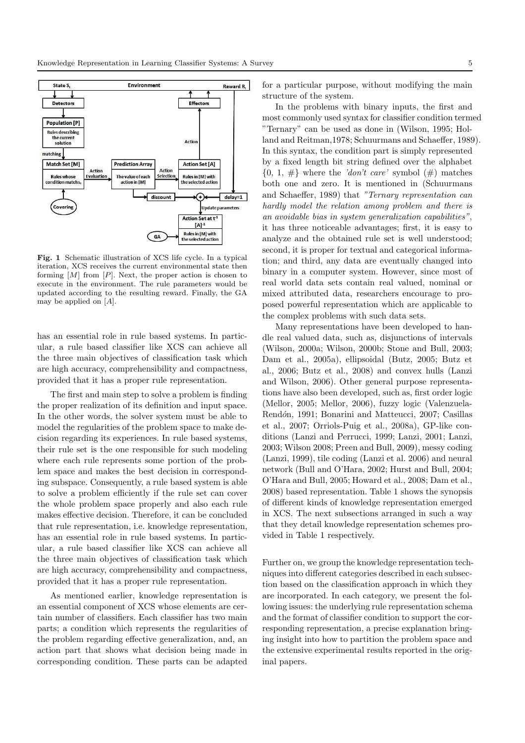Fig. 1 Schematic illustration of XCS life cycle. In a typical iteration, XCS receives the current environmental state then forming $[M]$ from $[P]$. Next, the proper action is chosen to execute in the environment. The rule parameters would be updated according to the resulting reward. Finally, the GA may be applied on $[A]$.

has an essential role in rule based systems. In particular, a rule based classifier like XCS can achieve all the three main objectives of classification task which are high accuracy, comprehensibility and compactness, provided that it has a proper rule representation.

The first and main step to solve a problem is finding the proper realization of its definition and input space. In the other words, the solver system must be able to model the regularities of the problem space to make decision regarding its experiences. In rule based systems, their rule set is the one responsible for such modeling where each rule represents some portion of the problem space and makes the best decision in corresponding subspace. Consequently, a rule based system is able to solve a problem efficiently if the rule set can cover the whole problem space properly and also each rule makes effective decision. Therefore, it can be concluded that rule representation, i.e. knowledge representation, has an essential role in rule based systems. In particular, a rule based classifier like XCS can achieve all the three main objectives of classification task which are high accuracy, comprehensibility and compactness, provided that it has a proper rule representation.

As mentioned earlier, knowledge representation is an essential component of XCS whose elements are certain number of classifiers. Each classifier has two main parts; a condition which represents the regularities of the problem regarding effective generalization, and, an action part that shows what decision being made in corresponding condition. These parts can be adapted for a particular purpose, without modifying the main structure of the system.

In the problems with binary inputs, the first and most commonly used syntax for classifier condition termed "Ternary" can be used as done in (Wilson, 1995; Holland and Reitman,1978; Schuurmans and Schaeffer, 1989). In this syntax, the condition part is simply represented by a fixed length bit string defined over the alphabet {0, 1, #} where the *'don't care'* symbol (#) matches both one and zero. It is mentioned in (Schuurmans and Schaeffer, 1989) that *"Ternary representation can hardly model the relation among problem and there is an avoidable bias in system generalization capabilities"*, it has three noticeable advantages; first, it is easy to analyze and the obtained rule set is well understood; second, it is proper for textual and categorical information; and third, any data are eventually changed into binary in a computer system. However, since most of real world data sets contain real valued, nominal or mixed attributed data, researchers encourage to proposed powerful representation which are applicable to the complex problems with such data sets.

Many representations have been developed to handle real valued data, such as, disjunctions of intervals (Wilson, 2000a; Wilson, 2000b; Stone and Bull, 2003; Dam et al., 2005a), ellipsoidal (Butz, 2005; Butz et al., 2006; Butz et al., 2008) and convex hulls (Lanzi and Wilson, 2006). Other general purpose representations have also been developed, such as, first order logic (Mellor, 2005; Mellor, 2006), fuzzy logic (Valenzuela-Rendón, 1991; Bonarini and Matteucci, 2007; Casillas et al., 2007; Orriols-Puig et al., 2008a), GP-like conditions (Lanzi and Perrucci, 1999; Lanzi, 2001; Lanzi, 2003; Wilson 2008; Preen and Bull, 2009), messy coding (Lanzi, 1999), tile coding (Lanzi et al. 2006) and neural network (Bull and O'Hara, 2002; Hurst and Bull, 2004; O'Hara and Bull, 2005; Howard et al., 2008; Dam et al., 2008) based representation. Table 1 shows the synopsis of different kinds of knowledge representation emerged in XCS. The next subsections arranged in such a way that they detail knowledge representation schemes provided in Table 1 respectively.

Further on, we group the knowledge representation techniques into different categories described in each subsection based on the classification approach in which they are incorporated. In each category, we present the following issues: the underlying rule representation schema and the format of classifier condition to support the corresponding representation, a precise explanation bringing insight into how to partition the problem space and the extensive experimental results reported in the original papers.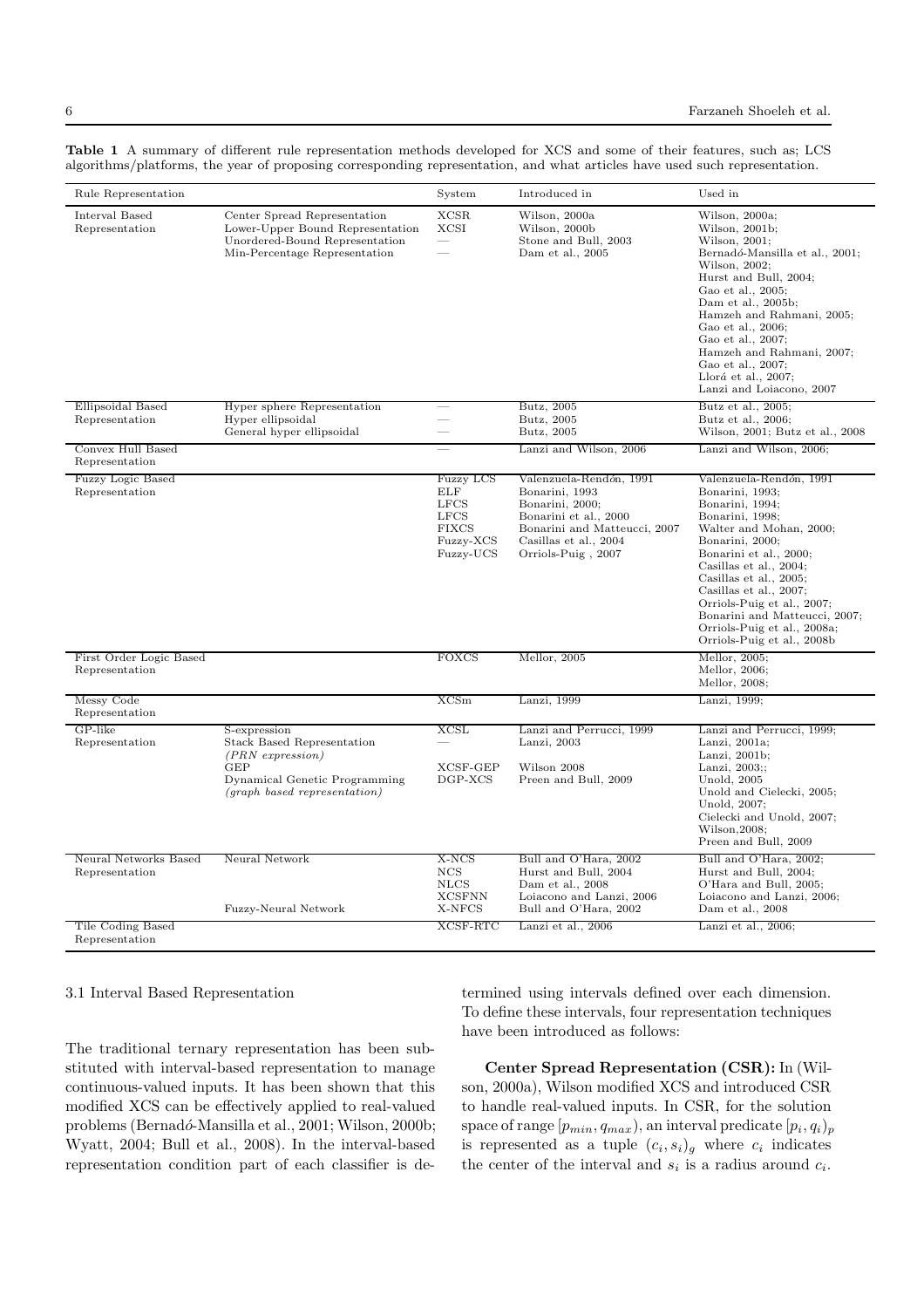**Table 1** A summary of different rule representation methods developed for XCS and some of their features, such as; LCS algorithms/platforms, the year of proposing corresponding representation, and what articles have used such representation.

| Rule Representation | | System | Introduced in | Used in |
|---|---|---|---|---|
| Interval Based Representation | Center Spread Representation<br>Lower-Upper Bound Representation<br>Unordered-Bound Representation<br>Min-Percentage Representation | XCSR<br>XCSI<br>—<br>— | Wilson, 2000a<br>Wilson, 2000b<br>Stone and Bull, 2003<br>Dam et al., 2005 | Wilson, 2000a;<br>Wilson, 2001b;<br>Wilson, 2001;<br>Bernadó-Mansilla et al., 2001;<br>Wilson, 2002;<br>Hurst and Bull, 2004;<br>Gao et al., 2005;<br>Dam et al., 2005b;<br>Hamzeh and Rahmani, 2005;<br>Gao et al., 2006;<br>Gao et al., 2007;<br>Hamzeh and Rahmani, 2007;<br>Gao et al., 2007;<br>Llorá et al., 2007;<br>Lanzi and Loiacono, 2007 |
| Ellipsoidal Based Representation | Hyper sphere Representation<br>Hyper ellipsoidal<br>General hyper ellipsoidal | —<br>—<br>— | Butz, 2005<br>Butz, 2005<br>Butz, 2005 | Butz et al., 2005;<br>Butz et al., 2006;<br>Wilson, 2001; Butz et al., 2008 |
| Convex Hull Based Representation | | — | Lanzi and Wilson, 2006 | Lanzi and Wilson, 2006; |
| Fuzzy Logic Based Representation | | Fuzzy LCS<br>ELF<br>LFCS<br>LFCS<br>FIXCS<br>Fuzzy-XCS<br>Fuzzy-UCS | Valenzuela-Rendón, 1991<br>Bonarini, 1993<br>Bonarini, 2000;<br>Bonarini et al., 2000<br>Bonarini and Matteucci, 2007<br>Casillas et al., 2004<br>Orriols-Puig , 2007 | Valenzuela-Rendón, 1991<br>Bonarini, 1993;<br>Bonarini, 1994;<br>Bonarini, 1998;<br>Walter and Mohan, 2000;<br>Bonarini, 2000;<br>Bonarini et al., 2000;<br>Casillas et al., 2004;<br>Casillas et al., 2005;<br>Casillas et al., 2007;<br>Orriols-Puig et al., 2007;<br>Bonarini and Matteucci, 2007;<br>Orriols-Puig et al., 2008a;<br>Orriols-Puig et al., 2008b |
| First Order Logic Based Representation | | FOXCS | Mellor, 2005 | Mellor, 2005;<br>Mellor, 2006;<br>Mellor, 2008; |
| Messy Code Representation | | XCSm | Lanzi, 1999 | Lanzi, 1999; |
| GP-like Representation | S-expression<br>Stack Based Representation<br>*(PRN expression)*<br>GEP<br>Dynamical Genetic Programming<br>*(graph based representation)* | XCSL<br>—<br><br>XCSF-GEP<br>DGP-XCS | Lanzi and Perrucci, 1999<br>Lanzi, 2003<br><br>Wilson 2008<br>Preen and Bull, 2009 | Lanzi and Perrucci, 1999;<br>Lanzi, 2001a;<br>Lanzi, 2001b;<br>Lanzi, 2003;;<br>Unold, 2005<br>Unold and Cielecki, 2005;<br>Unold, 2007;<br>Cielecki and Unold, 2007;<br>Wilson,2008;<br>Preen and Bull, 2009 |
| Neural Networks Based Representation | Neural Network<br><br><br><br>Fuzzy-Neural Network | X-NCS<br>NCS<br>NLCS<br>XCSFNN<br>X-NFCS | Bull and O'Hara, 2002<br>Hurst and Bull, 2004<br>Dam et al., 2008<br>Loiacono and Lanzi, 2006<br>Bull and O'Hara, 2002 | Bull and O'Hara, 2002;<br>Hurst and Bull, 2004;<br>O'Hara and Bull, 2005;<br>Loiacono and Lanzi, 2006;<br>Dam et al., 2008 |
| Tile Coding Based Representation | | XCSF-RTC | Lanzi et al., 2006 | Lanzi et al., 2006; |

### 3.1 Interval Based Representation

The traditional ternary representation has been substituted with interval-based representation to manage continuous-valued inputs. It has been shown that this modified XCS can be effectively applied to real-valued problems (Bernadó-Mansilla et al., 2001; Wilson, 2000b; Wyatt, 2004; Bull et al., 2008). In the interval-based representation condition part of each classifier is determined using intervals defined over each dimension. To define these intervals, four representation techniques have been introduced as follows:

**Center Spread Representation (CSR):** In (Wilson, 2000a), Wilson modified XCS and introduced CSR to handle real-valued inputs. In CSR, for the solution space of range $[p_{min}, q_{max})$, an interval predicate $[p_i, q_i)_p$ is represented as a tuple $(c_i, s_i)_g$ where $c_i$ indicates the center of the interval and $s_i$ is a radius around $c_i$.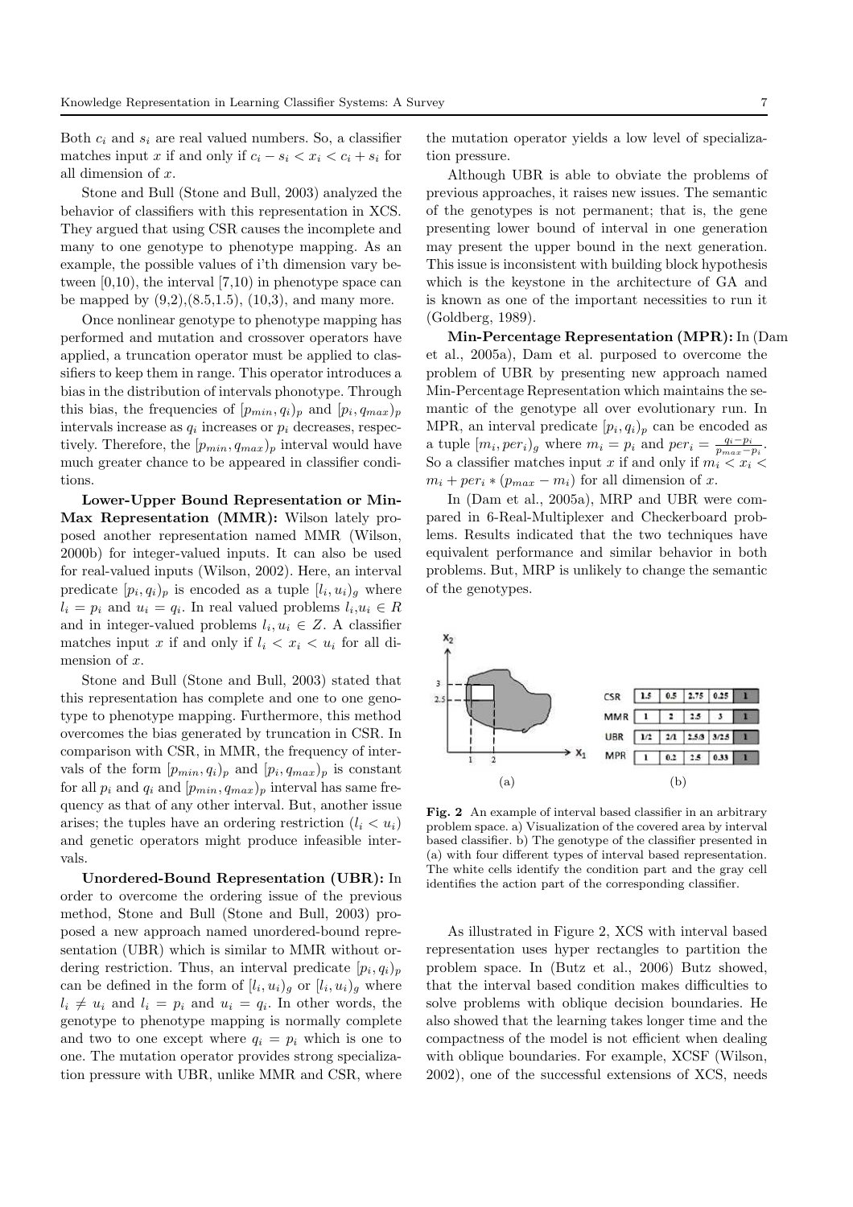Both $c_i$ and $s_i$ are real valued numbers. So, a classifier matches input $x$ if and only if $c_i - s_i < x_i < c_i + s_i$ for all dimension of $x$.

Stone and Bull (Stone and Bull, 2003) analyzed the behavior of classifiers with this representation in XCS. They argued that using CSR causes the incomplete and many to one genotype to phenotype mapping. As an example, the possible values of i'th dimension vary between [0,10), the interval [7,10) in phenotype space can be mapped by (9,2),(8.5,1.5), (10,3), and many more.

Once nonlinear genotype to phenotype mapping has performed and mutation and crossover operators have applied, a truncation operator must be applied to classifiers to keep them in range. This operator introduces a bias in the distribution of intervals phonotype. Through this bias, the frequencies of $[p_{min}, q_i)_p$ and $[p_i, q_{max})_p$ intervals increase as $q_i$ increases or $p_i$ decreases, respectively. Therefore, the $[p_{min}, q_{max})_p$ interval would have much greater chance to be appeared in classifier conditions.

**Lower-Upper Bound Representation or Min-Max Representation (MMR):** Wilson lately proposed another representation named MMR (Wilson, 2000b) for integer-valued inputs. It can also be used for real-valued inputs (Wilson, 2002). Here, an interval predicate $[p_i, q_i)_p$ is encoded as a tuple $[l_i, u_i)_g$ where $l_i = p_i$ and $u_i = q_i$. In real valued problems $l_i, u_i \in R$ and in integer-valued problems $l_i, u_i \in Z$. A classifier matches input $x$ if and only if $l_i < x_i < u_i$ for all dimension of $x$.

Stone and Bull (Stone and Bull, 2003) stated that this representation has complete and one to one genotype to phenotype mapping. Furthermore, this method overcomes the bias generated by truncation in CSR. In comparison with CSR, in MMR, the frequency of intervals of the form $[p_{min}, q_i)_p$ and $[p_i, q_{max})_p$ is constant for all $p_i$ and $q_i$ and $[p_{min}, q_{max})_p$ interval has same frequency as that of any other interval. But, another issue arises; the tuples have an ordering restriction ($l_i < u_i$) and genetic operators might produce infeasible intervals.

**Unordered-Bound Representation (UBR):** In order to overcome the ordering issue of the previous method, Stone and Bull (Stone and Bull, 2003) proposed a new approach named unordered-bound representation (UBR) which is similar to MMR without ordering restriction. Thus, an interval predicate $[p_i, q_i)_p$ can be defined in the form of $[l_i, u_i)_g$ or $[l_i, u_i)_g$ where $l_i \neq u_i$ and $l_i = p_i$ and $u_i = q_i$. In other words, the genotype to phenotype mapping is normally complete and two to one except where $q_i = p_i$ which is one to one. The mutation operator provides strong specialization pressure with UBR, unlike MMR and CSR, where the mutation operator yields a low level of specialization pressure.

Although UBR is able to obviate the problems of previous approaches, it raises new issues. The semantic of the genotypes is not permanent; that is, the gene presenting lower bound of interval in one generation may present the upper bound in the next generation. This issue is inconsistent with building block hypothesis which is the keystone in the architecture of GA and is known as one of the important necessities to run it (Goldberg, 1989).

**Min-Percentage Representation (MPR):** In (Dam et al., 2005a), Dam et al. purposed to overcome the problem of UBR by presenting new approach named Min-Percentage Representation which maintains the semantic of the genotype all over evolutionary run. In MPR, an interval predicate $[p_i, q_i)_p$ can be encoded as a tuple $[m_i, per_i)_g$ where $m_i = p_i$ and $per_i = \frac{q_i - p_i}{p_{max} - p_i}$. So a classifier matches input $x$ if and only if $m_i < x_i < m_i + per_i * (p_{max} - m_i)$ for all dimension of $x$.

In (Dam et al., 2005a), MRP and UBR were compared in 6-Real-Multiplexer and Checkerboard problems. Results indicated that the two techniques have equivalent performance and similar behavior in both problems. But, MRP is unlikely to change the semantic of the genotypes.

| CSR | 1.5 | 0.5 | 2.75 | 0.25 | 1 |
|---|---|---|---|---|---|
| MMR | 1 | 2 | 2.5 | 3 | 1 |
| UBR | 1/2 | 2/1 | 2.5/3 | 3/2.5 | 1 |
| MPR | 1 | 0.2 | 2.5 | 0.33 | 1 |

(a) (b)

**Fig. 2** An example of interval based classifier in an arbitrary problem space. a) Visualization of the covered area by interval based classifier. b) The genotype of the classifier presented in (a) with four different types of interval based representation. The white cells identify the condition part and the gray cell identifies the action part of the corresponding classifier.

As illustrated in Figure 2, XCS with interval based representation uses hyper rectangles to partition the problem space. In (Butz et al., 2006) Butz showed, that the interval based condition makes difficulties to solve problems with oblique decision boundaries. He also showed that the learning takes longer time and the compactness of the model is not efficient when dealing with oblique boundaries. For example, XCSF (Wilson, 2002), one of the successful extensions of XCS, needs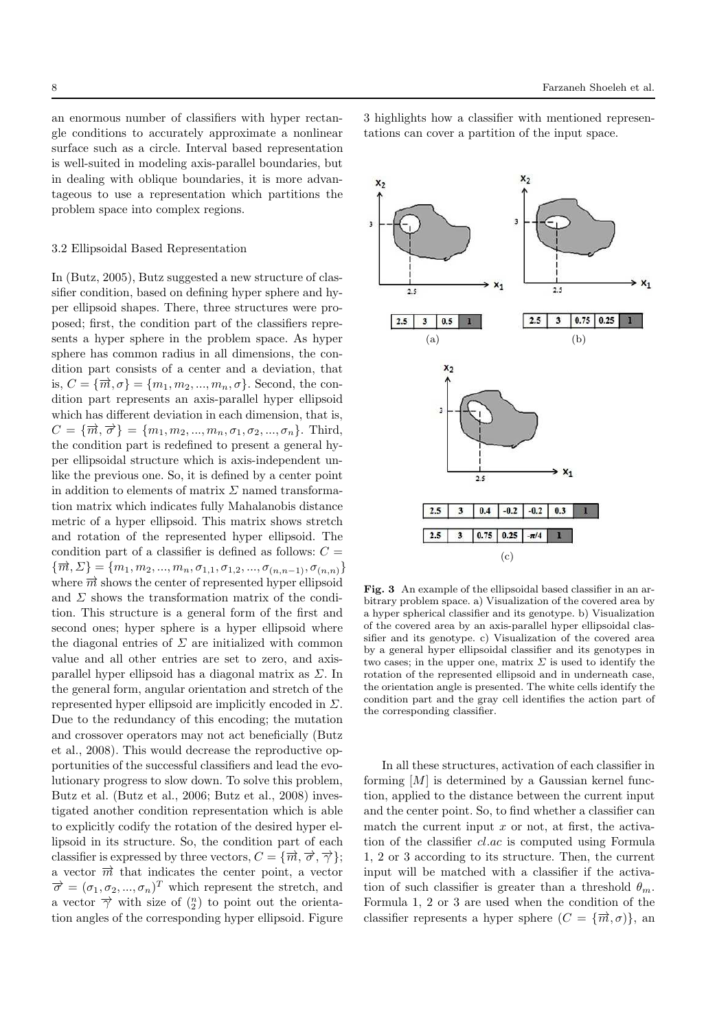an enormous number of classifiers with hyper rectangle conditions to accurately approximate a nonlinear surface such as a circle. Interval based representation is well-suited in modeling axis-parallel boundaries, but in dealing with oblique boundaries, it is more advantageous to use a representation which partitions the problem space into complex regions.

### 3.2 Ellipsoidal Based Representation

In (Butz, 2005), Butz suggested a new structure of classifier condition, based on defining hyper sphere and hyper ellipsoid shapes. There, three structures were proposed; first, the condition part of the classifiers represents a hyper sphere in the problem space. As hyper sphere has common radius in all dimensions, the condition part consists of a center and a deviation, that is, $C = \{\overrightarrow{m}, \sigma\} = \{m_1, m_2, ..., m_n, \sigma\}$. Second, the condition part represents an axis-parallel hyper ellipsoid which has different deviation in each dimension, that is, $C = \{\overrightarrow{m}, \overrightarrow{\sigma}\} = \{m_1, m_2, ..., m_n, \sigma_1, \sigma_2, ..., \sigma_n\}$. Third, the condition part is redefined to present a general hyper ellipsoidal structure which is axis-independent unlike the previous one. So, it is defined by a center point in addition to elements of matrix $\Sigma$ named transformation matrix which indicates fully Mahalanobis distance metric of a hyper ellipsoid. This matrix shows stretch and rotation of the represented hyper ellipsoid. The condition part of a classifier is defined as follows: $C = \{\overrightarrow{m}, \Sigma\} = \{m_1, m_2, ..., m_n, \sigma_{1,1}, \sigma_{1,2}, ..., \sigma_{(n,n-1)}, \sigma_{(n,n)}\}$ where $\overrightarrow{m}$ shows the center of represented hyper ellipsoid and $\Sigma$ shows the transformation matrix of the condition. This structure is a general form of the first and second ones; hyper sphere is a hyper ellipsoid where the diagonal entries of $\Sigma$ are initialized with common value and all other entries are set to zero, and axis-parallel hyper ellipsoid has a diagonal matrix as $\Sigma$. In the general form, angular orientation and stretch of the represented hyper ellipsoid are implicitly encoded in $\Sigma$. Due to the redundancy of this encoding; the mutation and crossover operators may not act beneficially (Butz et al., 2008). This would decrease the reproductive opportunities of the successful classifiers and lead the evolutionary progress to slow down. To solve this problem, Butz et al. (Butz et al., 2006; Butz et al., 2008) investigated another condition representation which is able to explicitly codify the rotation of the desired hyper ellipsoid in its structure. So, the condition part of each classifier is expressed by three vectors, $C = \{\overrightarrow{m}, \overrightarrow{\sigma}, \overrightarrow{\gamma}\}$; a vector $\overrightarrow{m}$ that indicates the center point, a vector $\overrightarrow{\sigma} = (\sigma_1, \sigma_2, ..., \sigma_n)^T$ which represent the stretch, and a vector $\overrightarrow{\gamma}$ with size of $\binom{n}{2}$ to point out the orientation angles of the corresponding hyper ellipsoid. Figure 3 highlights how a classifier with mentioned representations can cover a partition of the input space.

**Fig. 3** An example of the ellipsoidal based classifier in an arbitrary problem space. a) Visualization of the covered area by a hyper spherical classifier and its genotype. b) Visualization of the covered area by an axis-parallel hyper ellipsoidal classifier and its genotype. c) Visualization of the covered area by a general hyper ellipsoidal classifier and its genotypes in two cases; in the upper one, matrix $\Sigma$ is used to identify the rotation of the represented ellipsoid and in underneath case, the orientation angle is presented. The white cells identify the condition part and the gray cell identifies the action part of the corresponding classifier.

In all these structures, activation of each classifier in forming $[M]$ is determined by a Gaussian kernel function, applied to the distance between the current input and the center point. So, to find whether a classifier can match the current input $x$ or not, at first, the activation of the classifier $cl.ac$ is computed using Formula 1, 2 or 3 according to its structure. Then, the current input will be matched with a classifier if the activation of such classifier is greater than a threshold $\theta_m$. Formula 1, 2 or 3 are used when the condition of the classifier represents a hyper sphere $(C = \{\overrightarrow{m}, \sigma)\}$, an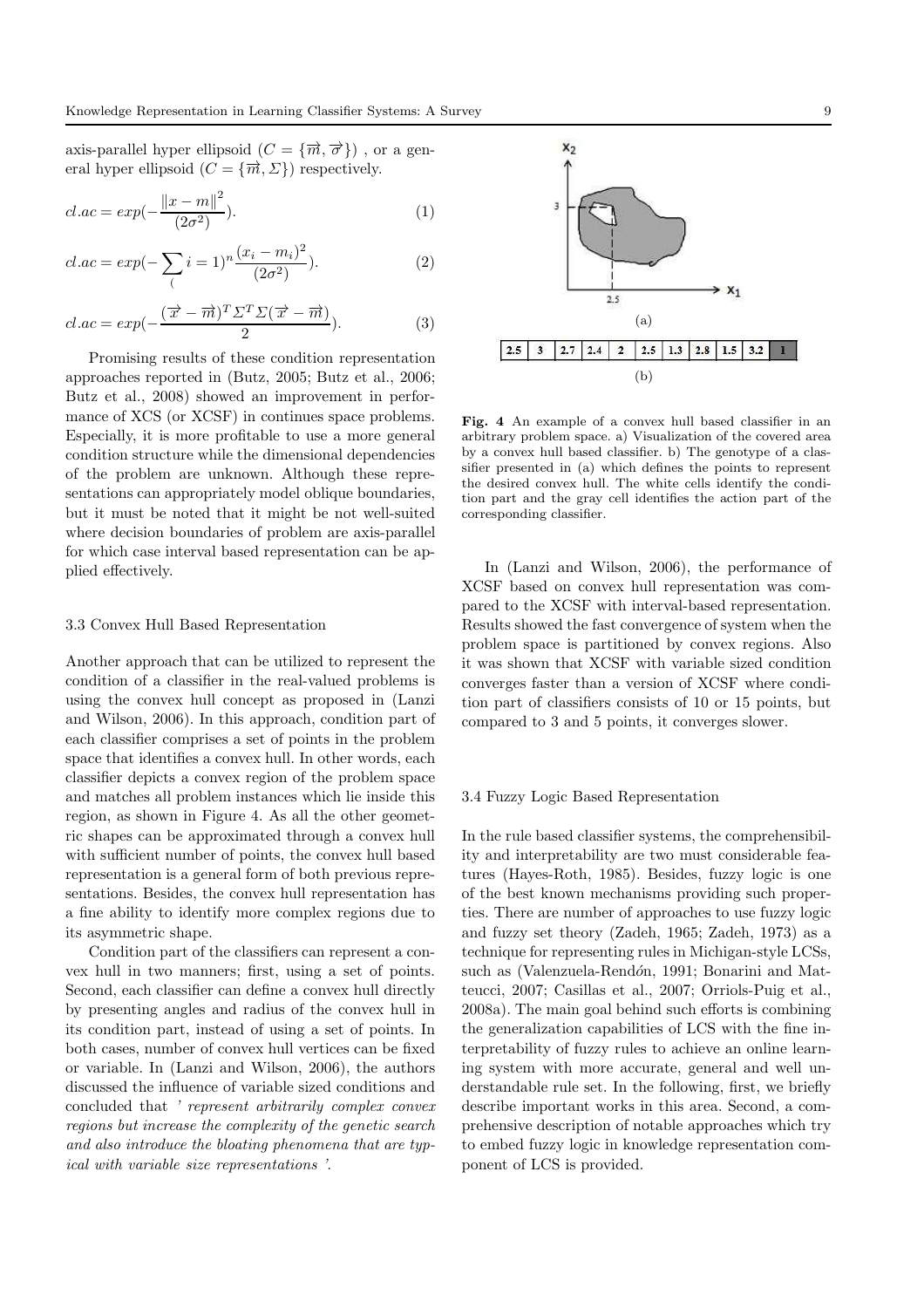axis-parallel hyper ellipsoid ($C = \{\vec{m}, \vec{\sigma}\}$) , or a general hyper ellipsoid ($C = \{\vec{m}, \Sigma\}$) respectively.

$$cl.ac = exp(-\frac{\|x - m\|^2}{(2\sigma^2)}). \quad (1)$$

$$cl.ac = exp(-\sum_{(} i = 1)^n \frac{(x_i - m_i)^2}{(2\sigma^2)}). \quad (2)$$

$$cl.ac = exp(-\frac{(\vec{x} - \vec{m})^T \Sigma^T \Sigma (\vec{x} - \vec{m})}{2}). \quad (3)$$

Promising results of these condition representation approaches reported in (Butz, 2005; Butz et al., 2006; Butz et al., 2008) showed an improvement in performance of XCS (or XCSF) in continues space problems. Especially, it is more profitable to use a more general condition structure while the dimensional dependencies of the problem are unknown. Although these representations can appropriately model oblique boundaries, but it must be noted that it might be not well-suited where decision boundaries of problem are axis-parallel for which case interval based representation can be applied effectively.

### 3.3 Convex Hull Based Representation

Another approach that can be utilized to represent the condition of a classifier in the real-valued problems is using the convex hull concept as proposed in (Lanzi and Wilson, 2006). In this approach, condition part of each classifier comprises a set of points in the problem space that identifies a convex hull. In other words, each classifier depicts a convex region of the problem space and matches all problem instances which lie inside this region, as shown in Figure 4. As all the other geometric shapes can be approximated through a convex hull with sufficient number of points, the convex hull based representation is a general form of both previous representations. Besides, the convex hull representation has a fine ability to identify more complex regions due to its asymmetric shape.

Condition part of the classifiers can represent a convex hull in two manners; first, using a set of points. Second, each classifier can define a convex hull directly by presenting angles and radius of the convex hull in its condition part, instead of using a set of points. In both cases, number of convex hull vertices can be fixed or variable. In (Lanzi and Wilson, 2006), the authors discussed the influence of variable sized conditions and concluded that *' represent arbitrarily complex convex regions but increase the complexity of the genetic search and also introduce the bloating phenomena that are typical with variable size representations '.*

| 2.5 | 3 | 2.7 | 2.4 | 2 | 2.5 | 1.3 | 2.8 | 1.5 | 3.2 | 1 |
|---|---|---|---|---|---|---|---|---|---|---|

(b)

**Fig. 4** An example of a convex hull based classifier in an arbitrary problem space. a) Visualization of the covered area by a convex hull based classifier. b) The genotype of a classifier presented in (a) which defines the points to represent the desired convex hull. The white cells identify the condition part and the gray cell identifies the action part of the corresponding classifier.

In (Lanzi and Wilson, 2006), the performance of XCSF based on convex hull representation was compared to the XCSF with interval-based representation. Results showed the fast convergence of system when the problem space is partitioned by convex regions. Also it was shown that XCSF with variable sized condition converges faster than a version of XCSF where condition part of classifiers consists of 10 or 15 points, but compared to 3 and 5 points, it converges slower.

### 3.4 Fuzzy Logic Based Representation

In the rule based classifier systems, the comprehensibility and interpretability are two must considerable features (Hayes-Roth, 1985). Besides, fuzzy logic is one of the best known mechanisms providing such properties. There are number of approaches to use fuzzy logic and fuzzy set theory (Zadeh, 1965; Zadeh, 1973) as a technique for representing rules in Michigan-style LCSs, such as (Valenzuela-Rendón, 1991; Bonarini and Matteucci, 2007; Casillas et al., 2007; Orriols-Puig et al., 2008a). The main goal behind such efforts is combining the generalization capabilities of LCS with the fine interpretability of fuzzy rules to achieve an online learning system with more accurate, general and well understandable rule set. In the following, first, we briefly describe important works in this area. Second, a comprehensive description of notable approaches which try to embed fuzzy logic in knowledge representation component of LCS is provided.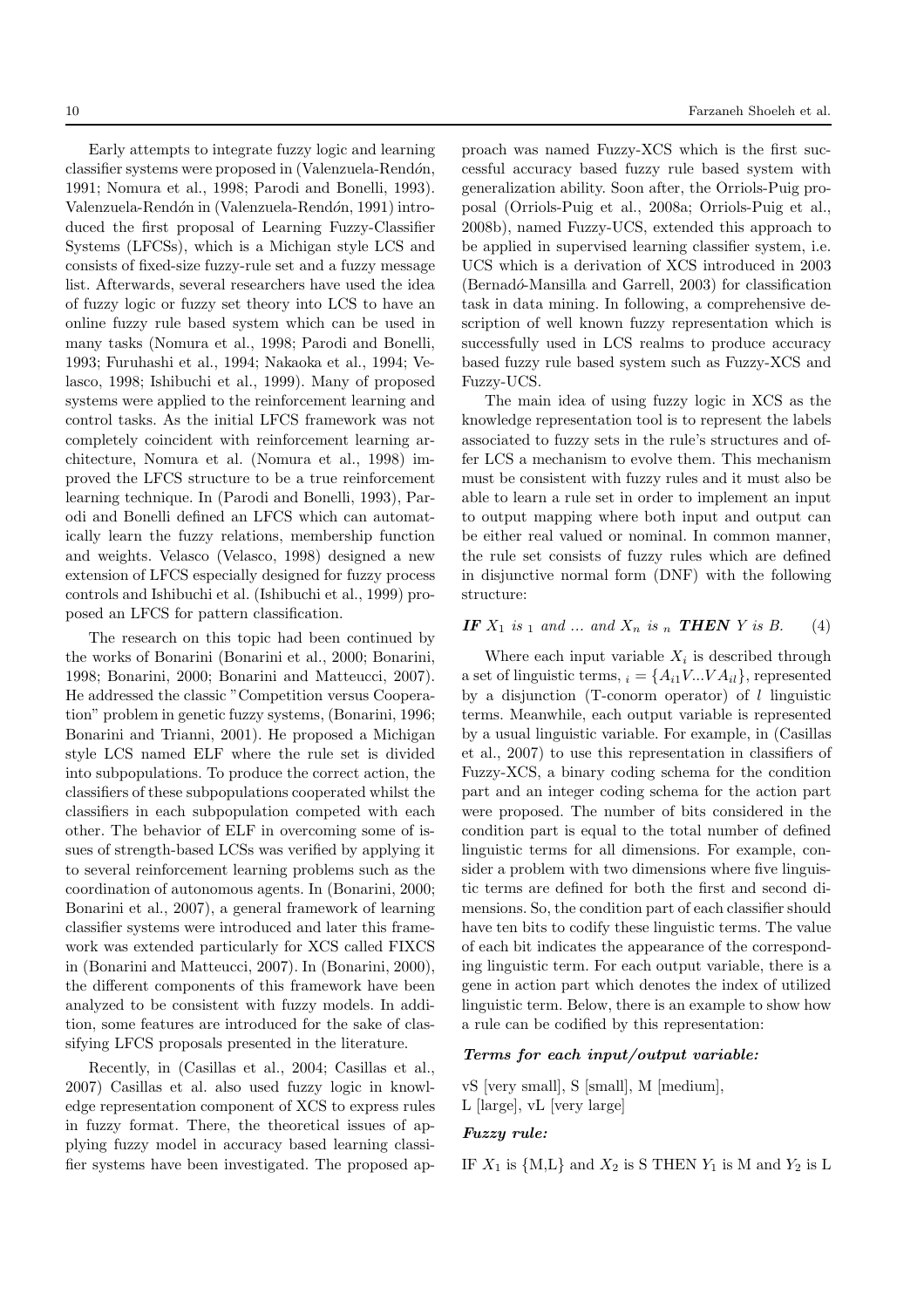Early attempts to integrate fuzzy logic and learning classifier systems were proposed in (Valenzuela-Rendón, 1991; Nomura et al., 1998; Parodi and Bonelli, 1993). Valenzuela-Rendón in (Valenzuela-Rendón, 1991) introduced the first proposal of Learning Fuzzy-Classifier Systems (LFCSs), which is a Michigan style LCS and consists of fixed-size fuzzy-rule set and a fuzzy message list. Afterwards, several researchers have used the idea of fuzzy logic or fuzzy set theory into LCS to have an online fuzzy rule based system which can be used in many tasks (Nomura et al., 1998; Parodi and Bonelli, 1993; Furuhashi et al., 1994; Nakaoka et al., 1994; Velasco, 1998; Ishibuchi et al., 1999). Many of proposed systems were applied to the reinforcement learning and control tasks. As the initial LFCS framework was not completely coincident with reinforcement learning architecture, Nomura et al. (Nomura et al., 1998) improved the LFCS structure to be a true reinforcement learning technique. In (Parodi and Bonelli, 1993), Parodi and Bonelli defined an LFCS which can automatically learn the fuzzy relations, membership function and weights. Velasco (Velasco, 1998) designed a new extension of LFCS especially designed for fuzzy process controls and Ishibuchi et al. (Ishibuchi et al., 1999) proposed an LFCS for pattern classification.

The research on this topic had been continued by the works of Bonarini (Bonarini et al., 2000; Bonarini, 1998; Bonarini, 2000; Bonarini and Matteucci, 2007). He addressed the classic "Competition versus Cooperation" problem in genetic fuzzy systems, (Bonarini, 1996; Bonarini and Trianni, 2001). He proposed a Michigan style LCS named ELF where the rule set is divided into subpopulations. To produce the correct action, the classifiers of these subpopulations cooperated whilst the classifiers in each subpopulation competed with each other. The behavior of ELF in overcoming some of issues of strength-based LCSs was verified by applying it to several reinforcement learning problems such as the coordination of autonomous agents. In (Bonarini, 2000; Bonarini et al., 2007), a general framework of learning classifier systems were introduced and later this framework was extended particularly for XCS called FIXCS in (Bonarini and Matteucci, 2007). In (Bonarini, 2000), the different components of this framework have been analyzed to be consistent with fuzzy models. In addition, some features are introduced for the sake of classifying LFCS proposals presented in the literature.

Recently, in (Casillas et al., 2004; Casillas et al., 2007) Casillas et al. also used fuzzy logic in knowledge representation component of XCS to express rules in fuzzy format. There, the theoretical issues of applying fuzzy model in accuracy based learning classifier systems have been investigated. The proposed approach was named Fuzzy-XCS which is the first successful accuracy based fuzzy rule based system with generalization ability. Soon after, the Orriols-Puig proposal (Orriols-Puig et al., 2008a; Orriols-Puig et al., 2008b), named Fuzzy-UCS, extended this approach to be applied in supervised learning classifier system, i.e. UCS which is a derivation of XCS introduced in 2003 (Bernadó-Mansilla and Garrell, 2003) for classification task in data mining. In following, a comprehensive description of well known fuzzy representation which is successfully used in LCS realms to produce accuracy based fuzzy rule based system such as Fuzzy-XCS and Fuzzy-UCS.

The main idea of using fuzzy logic in XCS as the knowledge representation tool is to represent the labels associated to fuzzy sets in the rule's structures and offer LCS a mechanism to evolve them. This mechanism must be consistent with fuzzy rules and it must also be able to learn a rule set in order to implement an input to output mapping where both input and output can be either real valued or nominal. In common manner, the rule set consists of fuzzy rules which are defined in disjunctive normal form (DNF) with the following structure:

$$\textbf{\textit{IF}}\ X_1\ is\ _1\ and\ ...\ and\ X_n\ is\ _n\ \textbf{\textit{THEN}}\ Y\ is\ B. \qquad (4)$$

Where each input variable $X_i$ is described through a set of linguistic terms, $_i = \{A_{i1} V ... V A_{il}\}$, represented by a disjunction (T-conorm operator) of $l$ linguistic terms. Meanwhile, each output variable is represented by a usual linguistic variable. For example, in (Casillas et al., 2007) to use this representation in classifiers of Fuzzy-XCS, a binary coding schema for the condition part and an integer coding schema for the action part were proposed. The number of bits considered in the condition part is equal to the total number of defined linguistic terms for all dimensions. For example, consider a problem with two dimensions where five linguistic terms are defined for both the first and second dimensions. So, the condition part of each classifier should have ten bits to codify these linguistic terms. The value of each bit indicates the appearance of the corresponding linguistic term. For each output variable, there is a gene in action part which denotes the index of utilized linguistic term. Below, there is an example to show how a rule can be codified by this representation:

***Terms for each input/output variable:***

vS [very small], S [small], M [medium],
L [large], vL [very large]

***Fuzzy rule:***

IF $X_1$ is {M,L} and $X_2$ is S THEN $Y_1$ is M and $Y_2$ is L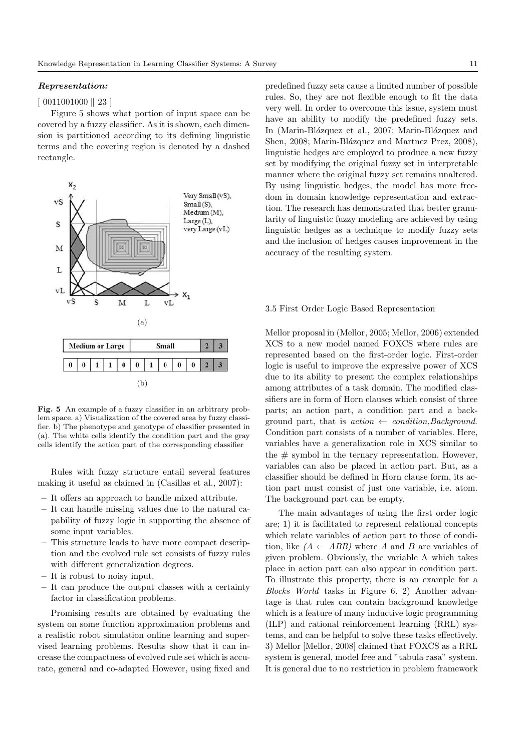***Representation:***

[ 0011001000 ‖ 23 ]

Figure 5 shows what portion of input space can be covered by a fuzzy classifier. As it is shown, each dimension is partitioned according to its defining linguistic terms and the covering region is denoted by a dashed rectangle.

(a)

| Medium or Large | | | | | Small | | | | | 2 | 3 |
|---|---|---|---|---|---|---|---|---|---|---|---|
| 0 | 0 | 1 | 1 | 0 | 0 | 1 | 0 | 0 | 0 | 2 | 3 |

(b)

**Fig. 5** An example of a fuzzy classifier in an arbitrary problem space. a) Visualization of the covered area by fuzzy classifier. b) The phenotype and genotype of classifier presented in (a). The white cells identify the condition part and the gray cells identify the action part of the corresponding classifier

Rules with fuzzy structure entail several features making it useful as claimed in (Casillas et al., 2007):

- It offers an approach to handle mixed attribute.
- It can handle missing values due to the natural capability of fuzzy logic in supporting the absence of some input variables.
- This structure leads to have more compact description and the evolved rule set consists of fuzzy rules with different generalization degrees.
- It is robust to noisy input.
- It can produce the output classes with a certainty factor in classification problems.

Promising results are obtained by evaluating the system on some function approximation problems and a realistic robot simulation online learning and supervised learning problems. Results show that it can increase the compactness of evolved rule set which is accurate, general and co-adapted However, using fixed and predefined fuzzy sets cause a limited number of possible rules. So, they are not flexible enough to fit the data very well. In order to overcome this issue, system must have an ability to modify the predefined fuzzy sets. In (Marin-Blázquez et al., 2007; Marin-Blázquez and Shen, 2008; Marin-Blázquez and Martnez Prez, 2008), linguistic hedges are employed to produce a new fuzzy set by modifying the original fuzzy set in interpretable manner where the original fuzzy set remains unaltered. By using linguistic hedges, the model has more freedom in domain knowledge representation and extraction. The research has demonstrated that better granularity of linguistic fuzzy modeling are achieved by using linguistic hedges as a technique to modify fuzzy sets and the inclusion of hedges causes improvement in the accuracy of the resulting system.

### 3.5 First Order Logic Based Representation

Mellor proposal in (Mellor, 2005; Mellor, 2006) extended XCS to a new model named FOXCS where rules are represented based on the first-order logic. First-order logic is useful to improve the expressive power of XCS due to its ability to present the complex relationships among attributes of a task domain. The modified classifiers are in form of Horn clauses which consist of three parts; an action part, a condition part and a background part, that is *action* ← *condition,Background*. Condition part consists of a number of variables. Here, variables have a generalization role in XCS similar to the # symbol in the ternary representation. However, variables can also be placed in action part. But, as a classifier should be defined in Horn clause form, its action part must consist of just one variable, i.e. atom. The background part can be empty.

The main advantages of using the first order logic are; 1) it is facilitated to represent relational concepts which relate variables of action part to those of condition, like *(A ← ABB)* where *A* and *B* are variables of given problem. Obviously, the variable A which takes place in action part can also appear in condition part. To illustrate this property, there is an example for a *Blocks World* tasks in Figure 6. 2) Another advantage is that rules can contain background knowledge which is a feature of many inductive logic programming (ILP) and rational reinforcement learning (RRL) systems, and can be helpful to solve these tasks effectively. 3) Mellor [Mellor, 2008] claimed that FOXCS as a RRL system is general, model free and "tabula rasa" system. It is general due to no restriction in problem framework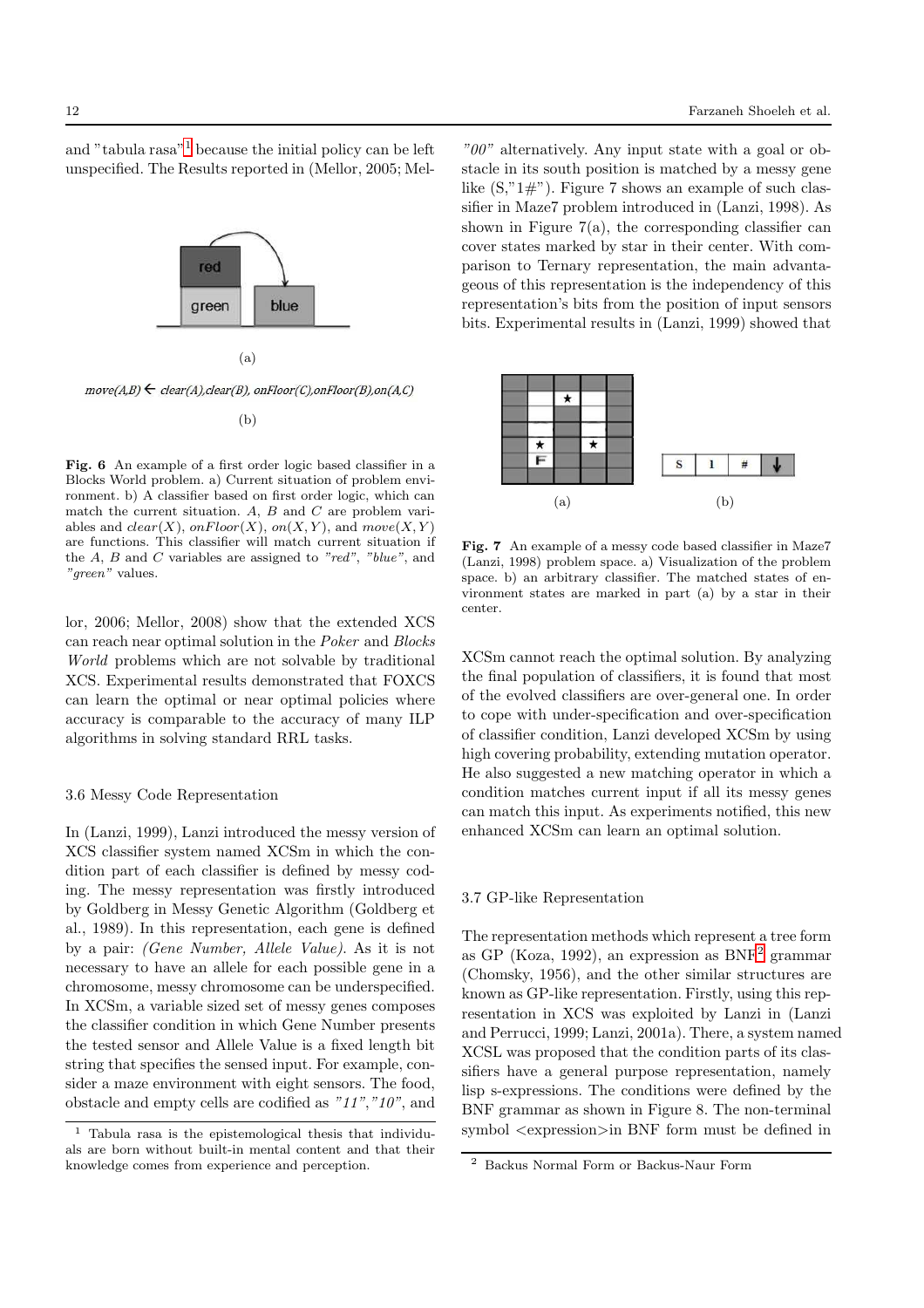and "tabula rasa"[1] because the initial policy can be left unspecified. The Results reported in (Mellor, 2005; Mellor, 2006; Mellor, 2008) show that the extended XCS can reach near optimal solution in the *Poker* and *Blocks World* problems which are not solvable by traditional XCS. Experimental results demonstrated that FOXCS can learn the optimal or near optimal policies where accuracy is comparable to the accuracy of many ILP algorithms in solving standard RRL tasks.

(a)

*move(A,B)* ← *clear(A),clear(B), onFloor(C),onFloor(B),on(A,C)*

(b)

**Fig. 6** An example of a first order logic based classifier in a Blocks World problem. a) Current situation of problem environment. b) A classifier based on first order logic, which can match the current situation. $A$, $B$ and $C$ are problem variables and $clear(X)$, $onFloor(X)$, $on(X,Y)$, and $move(X,Y)$ are functions. This classifier will match current situation if the $A$, $B$ and $C$ variables are assigned to *"red"*, *"blue"*, and *"green"* values.

### 3.6 Messy Code Representation

In (Lanzi, 1999), Lanzi introduced the messy version of XCS classifier system named XCSm in which the condition part of each classifier is defined by messy coding. The messy representation was firstly introduced by Goldberg in Messy Genetic Algorithm (Goldberg et al., 1989). In this representation, each gene is defined by a pair: *(Gene Number, Allele Value)*. As it is not necessary to have an allele for each possible gene in a chromosome, messy chromosome can be underspecified. In XCSm, a variable sized set of messy genes composes the classifier condition in which Gene Number presents the tested sensor and Allele Value is a fixed length bit string that specifies the sensed input. For example, consider a maze environment with eight sensors. The food, obstacle and empty cells are codified as *"11"*,*"10"*, and *"00"* alternatively. Any input state with a goal or obstacle in its south position is matched by a messy gene like (S,"1#"). Figure 7 shows an example of such classifier in Maze7 problem introduced in (Lanzi, 1998). As shown in Figure 7(a), the corresponding classifier can cover states marked by star in their center. With comparison to Ternary representation, the main advantageous of this representation is the independency of this representation's bits from the position of input sensors bits. Experimental results in (Lanzi, 1999) showed that XCSm cannot reach the optimal solution. By analyzing the final population of classifiers, it is found that most of the evolved classifiers are over-general one. In order to cope with under-specification and over-specification of classifier condition, Lanzi developed XCSm by using high covering probability, extending mutation operator. He also suggested a new matching operator in which a condition matches current input if all its messy genes can match this input. As experiments notified, this new enhanced XCSm can learn an optimal solution.

(a) (b)

**Fig. 7** An example of a messy code based classifier in Maze7 (Lanzi, 1998) problem space. a) Visualization of the problem space. b) an arbitrary classifier. The matched states of environment states are marked in part (a) by a star in their center.

### 3.7 GP-like Representation

The representation methods which represent a tree form as GP (Koza, 1992), an expression as BNF[2] grammar (Chomsky, 1956), and the other similar structures are known as GP-like representation. Firstly, using this representation in XCS was exploited by Lanzi in (Lanzi and Perrucci, 1999; Lanzi, 2001a). There, a system named XCSL was proposed that the condition parts of its classifiers have a general purpose representation, namely lisp s-expressions. The conditions were defined by the BNF grammar as shown in Figure 8. The non-terminal symbol <expression>in BNF form must be defined in

[1] Tabula rasa is the epistemological thesis that individuals are born without built-in mental content and that their knowledge comes from experience and perception.

[2] Backus Normal Form or Backus-Naur Form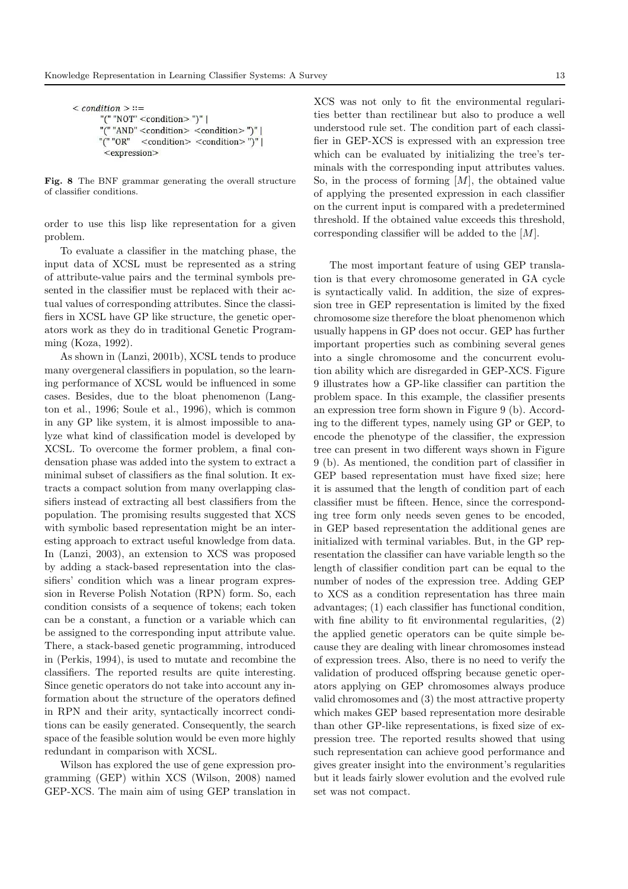```
< condition > ::=
    "(" "NOT" <condition> ")" |
    "(" "AND" <condition> <condition> ")" |
    "(" "OR"  <condition> <condition> ")" |
    <expression>
```

**Fig. 8** The BNF grammar generating the overall structure of classifier conditions.

order to use this lisp like representation for a given problem.

To evaluate a classifier in the matching phase, the input data of XCSL must be represented as a string of attribute-value pairs and the terminal symbols presented in the classifier must be replaced with their actual values of corresponding attributes. Since the classifiers in XCSL have GP like structure, the genetic operators work as they do in traditional Genetic Programming (Koza, 1992).

As shown in (Lanzi, 2001b), XCSL tends to produce many overgeneral classifiers in population, so the learning performance of XCSL would be influenced in some cases. Besides, due to the bloat phenomenon (Langton et al., 1996; Soule et al., 1996), which is common in any GP like system, it is almost impossible to analyze what kind of classification model is developed by XCSL. To overcome the former problem, a final condensation phase was added into the system to extract a minimal subset of classifiers as the final solution. It extracts a compact solution from many overlapping classifiers instead of extracting all best classifiers from the population. The promising results suggested that XCS with symbolic based representation might be an interesting approach to extract useful knowledge from data. In (Lanzi, 2003), an extension to XCS was proposed by adding a stack-based representation into the classifiers' condition which was a linear program expression in Reverse Polish Notation (RPN) form. So, each condition consists of a sequence of tokens; each token can be a constant, a function or a variable which can be assigned to the corresponding input attribute value. There, a stack-based genetic programming, introduced in (Perkis, 1994), is used to mutate and recombine the classifiers. The reported results are quite interesting. Since genetic operators do not take into account any information about the structure of the operators defined in RPN and their arity, syntactically incorrect conditions can be easily generated. Consequently, the search space of the feasible solution would be even more highly redundant in comparison with XCSL.

Wilson has explored the use of gene expression programming (GEP) within XCS (Wilson, 2008) named GEP-XCS. The main aim of using GEP translation in XCS was not only to fit the environmental regularities better than rectilinear but also to produce a well understood rule set. The condition part of each classifier in GEP-XCS is expressed with an expression tree which can be evaluated by initializing the tree's terminals with the corresponding input attributes values. So, in the process of forming $[M]$, the obtained value of applying the presented expression in each classifier on the current input is compared with a predetermined threshold. If the obtained value exceeds this threshold, corresponding classifier will be added to the $[M]$.

The most important feature of using GEP translation is that every chromosome generated in GA cycle is syntactically valid. In addition, the size of expression tree in GEP representation is limited by the fixed chromosome size therefore the bloat phenomenon which usually happens in GP does not occur. GEP has further important properties such as combining several genes into a single chromosome and the concurrent evolution ability which are disregarded in GEP-XCS. Figure 9 illustrates how a GP-like classifier can partition the problem space. In this example, the classifier presents an expression tree form shown in Figure 9 (b). According to the different types, namely using GP or GEP, to encode the phenotype of the classifier, the expression tree can present in two different ways shown in Figure 9 (b). As mentioned, the condition part of classifier in GEP based representation must have fixed size; here it is assumed that the length of condition part of each classifier must be fifteen. Hence, since the corresponding tree form only needs seven genes to be encoded, in GEP based representation the additional genes are initialized with terminal variables. But, in the GP representation the classifier can have variable length so the length of classifier condition part can be equal to the number of nodes of the expression tree. Adding GEP to XCS as a condition representation has three main advantages; (1) each classifier has functional condition, with fine ability to fit environmental regularities, (2) the applied genetic operators can be quite simple because they are dealing with linear chromosomes instead of expression trees. Also, there is no need to verify the validation of produced offspring because genetic operators applying on GEP chromosomes always produce valid chromosomes and (3) the most attractive property which makes GEP based representation more desirable than other GP-like representations, is fixed size of expression tree. The reported results showed that using such representation can achieve good performance and gives greater insight into the environment's regularities but it leads fairly slower evolution and the evolved rule set was not compact.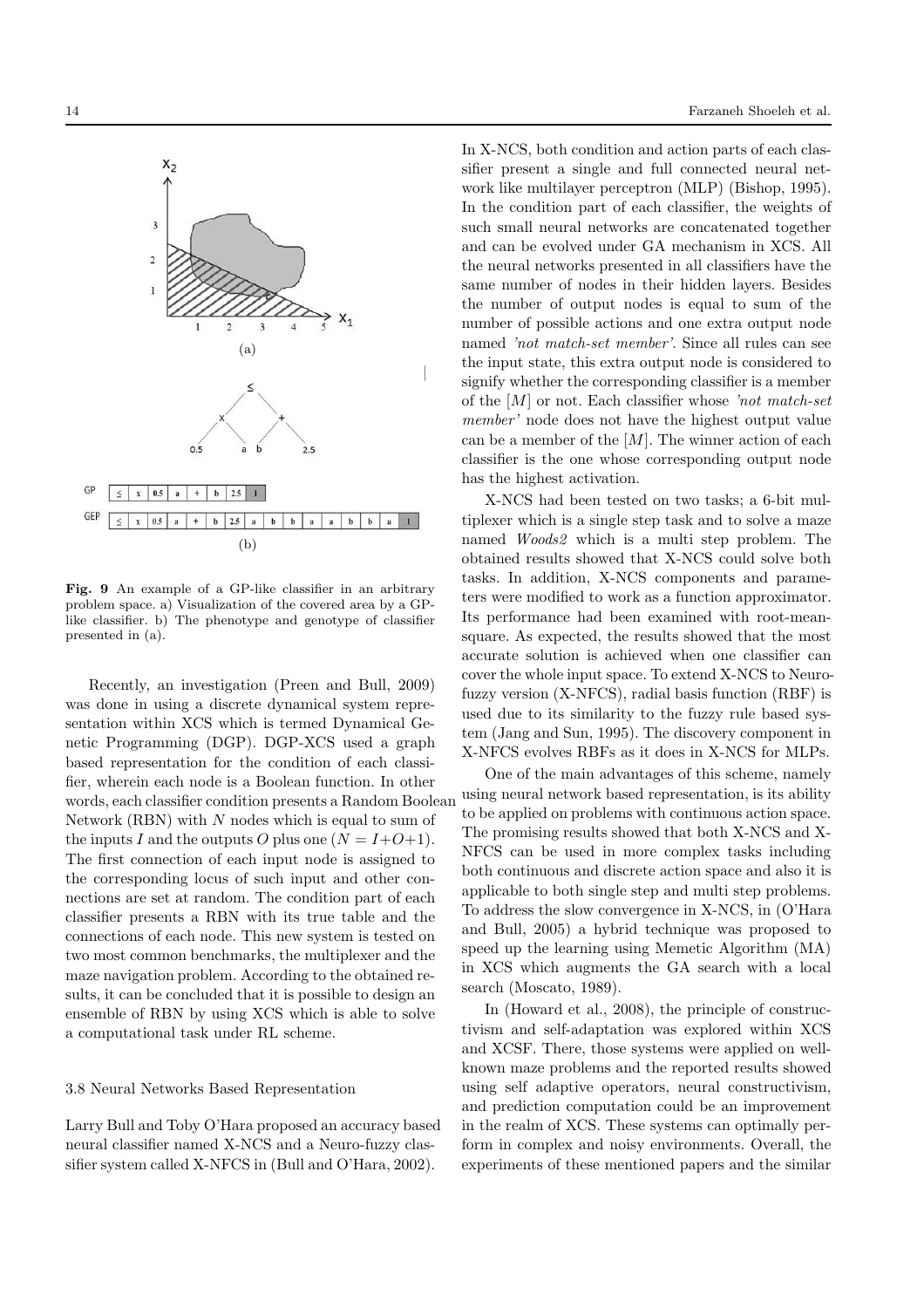Fig. 9 An example of a GP-like classifier in an arbitrary problem space. a) Visualization of the covered area by a GP-like classifier. b) The phenotype and genotype of classifier presented in (a).

Recently, an investigation (Preen and Bull, 2009) was done in using a discrete dynamical system representation within XCS which is termed Dynamical Genetic Programming (DGP). DGP-XCS used a graph based representation for the condition of each classifier, wherein each node is a Boolean function. In other words, each classifier condition presents a Random Boolean Network (RBN) with $N$ nodes which is equal to sum of the inputs $I$ and the outputs $O$ plus one ($N = I+O+1$). The first connection of each input node is assigned to the corresponding locus of such input and other connections are set at random. The condition part of each classifier presents a RBN with its true table and the connections of each node. This new system is tested on two most common benchmarks, the multiplexer and the maze navigation problem. According to the obtained results, it can be concluded that it is possible to design an ensemble of RBN by using XCS which is able to solve a computational task under RL scheme.

### 3.8 Neural Networks Based Representation

Larry Bull and Toby O'Hara proposed an accuracy based neural classifier named X-NCS and a Neuro-fuzzy classifier system called X-NFCS in (Bull and O'Hara, 2002). In X-NCS, both condition and action parts of each classifier present a single and full connected neural network like multilayer perceptron (MLP) (Bishop, 1995). In the condition part of each classifier, the weights of such small neural networks are concatenated together and can be evolved under GA mechanism in XCS. All the neural networks presented in all classifiers have the same number of nodes in their hidden layers. Besides the number of output nodes is equal to sum of the number of possible actions and one extra output node named *'not match-set member'*. Since all rules can see the input state, this extra output node is considered to signify whether the corresponding classifier is a member of the $[M]$ or not. Each classifier whose *'not match-set member'* node does not have the highest output value can be a member of the $[M]$. The winner action of each classifier is the one whose corresponding output node has the highest activation.

X-NCS had been tested on two tasks; a 6-bit multiplexer which is a single step task and to solve a maze named *Woods2* which is a multi step problem. The obtained results showed that X-NCS could solve both tasks. In addition, X-NCS components and parameters were modified to work as a function approximator. Its performance had been examined with root-mean-square. As expected, the results showed that the most accurate solution is achieved when one classifier can cover the whole input space. To extend X-NCS to Neuro-fuzzy version (X-NFCS), radial basis function (RBF) is used due to its similarity to the fuzzy rule based system (Jang and Sun, 1995). The discovery component in X-NFCS evolves RBFs as it does in X-NCS for MLPs.

One of the main advantages of this scheme, namely using neural network based representation, is its ability to be applied on problems with continuous action space. The promising results showed that both X-NCS and X-NFCS can be used in more complex tasks including both continuous and discrete action space and also it is applicable to both single step and multi step problems. To address the slow convergence in X-NCS, in (O'Hara and Bull, 2005) a hybrid technique was proposed to speed up the learning using Memetic Algorithm (MA) in XCS which augments the GA search with a local search (Moscato, 1989).

In (Howard et al., 2008), the principle of constructivism and self-adaptation was explored within XCS and XCSF. There, those systems were applied on well-known maze problems and the reported results showed using self adaptive operators, neural constructivism, and prediction computation could be an improvement in the realm of XCS. These systems can optimally perform in complex and noisy environments. Overall, the experiments of these mentioned papers and the similar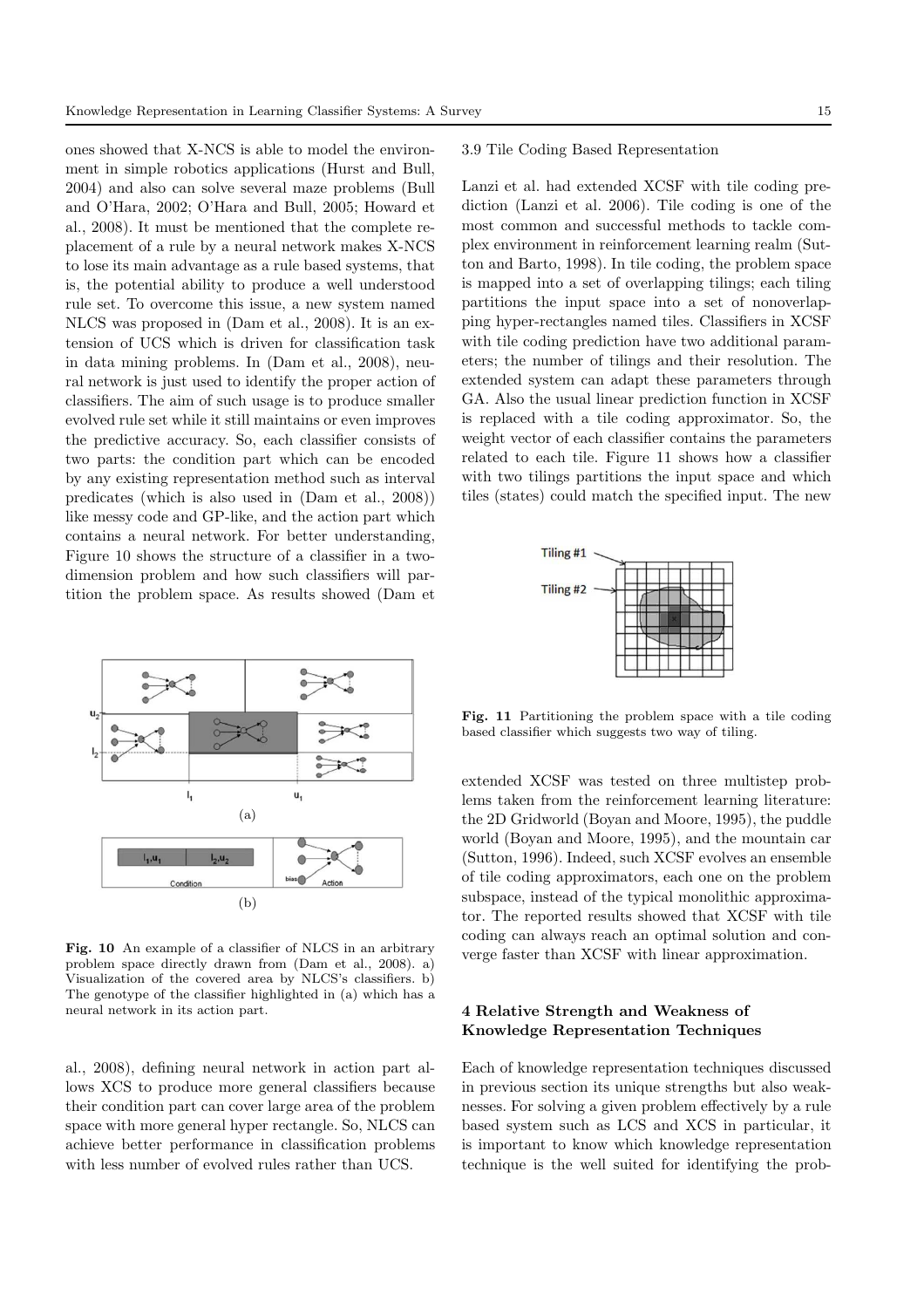ones showed that X-NCS is able to model the environment in simple robotics applications (Hurst and Bull, 2004) and also can solve several maze problems (Bull and O'Hara, 2002; O'Hara and Bull, 2005; Howard et al., 2008). It must be mentioned that the complete replacement of a rule by a neural network makes X-NCS to lose its main advantage as a rule based systems, that is, the potential ability to produce a well understood rule set. To overcome this issue, a new system named NLCS was proposed in (Dam et al., 2008). It is an extension of UCS which is driven for classification task in data mining problems. In (Dam et al., 2008), neural network is just used to identify the proper action of classifiers. The aim of such usage is to produce smaller evolved rule set while it still maintains or even improves the predictive accuracy. So, each classifier consists of two parts: the condition part which can be encoded by any existing representation method such as interval predicates (which is also used in (Dam et al., 2008)) like messy code and GP-like, and the action part which contains a neural network. For better understanding, Figure 10 shows the structure of a classifier in a two-dimension problem and how such classifiers will partition the problem space. As results showed (Dam et al., 2008), defining neural network in action part allows XCS to produce more general classifiers because their condition part can cover large area of the problem space with more general hyper rectangle. So, NLCS can achieve better performance in classification problems with less number of evolved rules rather than UCS.

**Fig. 10** An example of a classifier of NLCS in an arbitrary problem space directly drawn from (Dam et al., 2008). a) Visualization of the covered area by NLCS's classifiers. b) The genotype of the classifier highlighted in (a) which has a neural network in its action part.

### 3.9 Tile Coding Based Representation

Lanzi et al. had extended XCSF with tile coding prediction (Lanzi et al. 2006). Tile coding is one of the most common and successful methods to tackle complex environment in reinforcement learning realm (Sutton and Barto, 1998). In tile coding, the problem space is mapped into a set of overlapping tilings; each tiling partitions the input space into a set of nonoverlapping hyper-rectangles named tiles. Classifiers in XCSF with tile coding prediction have two additional parameters; the number of tilings and their resolution. The extended system can adapt these parameters through GA. Also the usual linear prediction function in XCSF is replaced with a tile coding approximator. So, the weight vector of each classifier contains the parameters related to each tile. Figure 11 shows how a classifier with two tilings partitions the input space and which tiles (states) could match the specified input. The new extended XCSF was tested on three multistep problems taken from the reinforcement learning literature: the 2D Gridworld (Boyan and Moore, 1995), the puddle world (Boyan and Moore, 1995), and the mountain car (Sutton, 1996). Indeed, such XCSF evolves an ensemble of tile coding approximators, each one on the problem subspace, instead of the typical monolithic approximator. The reported results showed that XCSF with tile coding can always reach an optimal solution and converge faster than XCSF with linear approximation.

**Fig. 11** Partitioning the problem space with a tile coding based classifier which suggests two way of tiling.

## 4 Relative Strength and Weakness of Knowledge Representation Techniques

Each of knowledge representation techniques discussed in previous section its unique strengths but also weaknesses. For solving a given problem effectively by a rule based system such as LCS and XCS in particular, it is important to know which knowledge representation technique is the well suited for identifying the prob-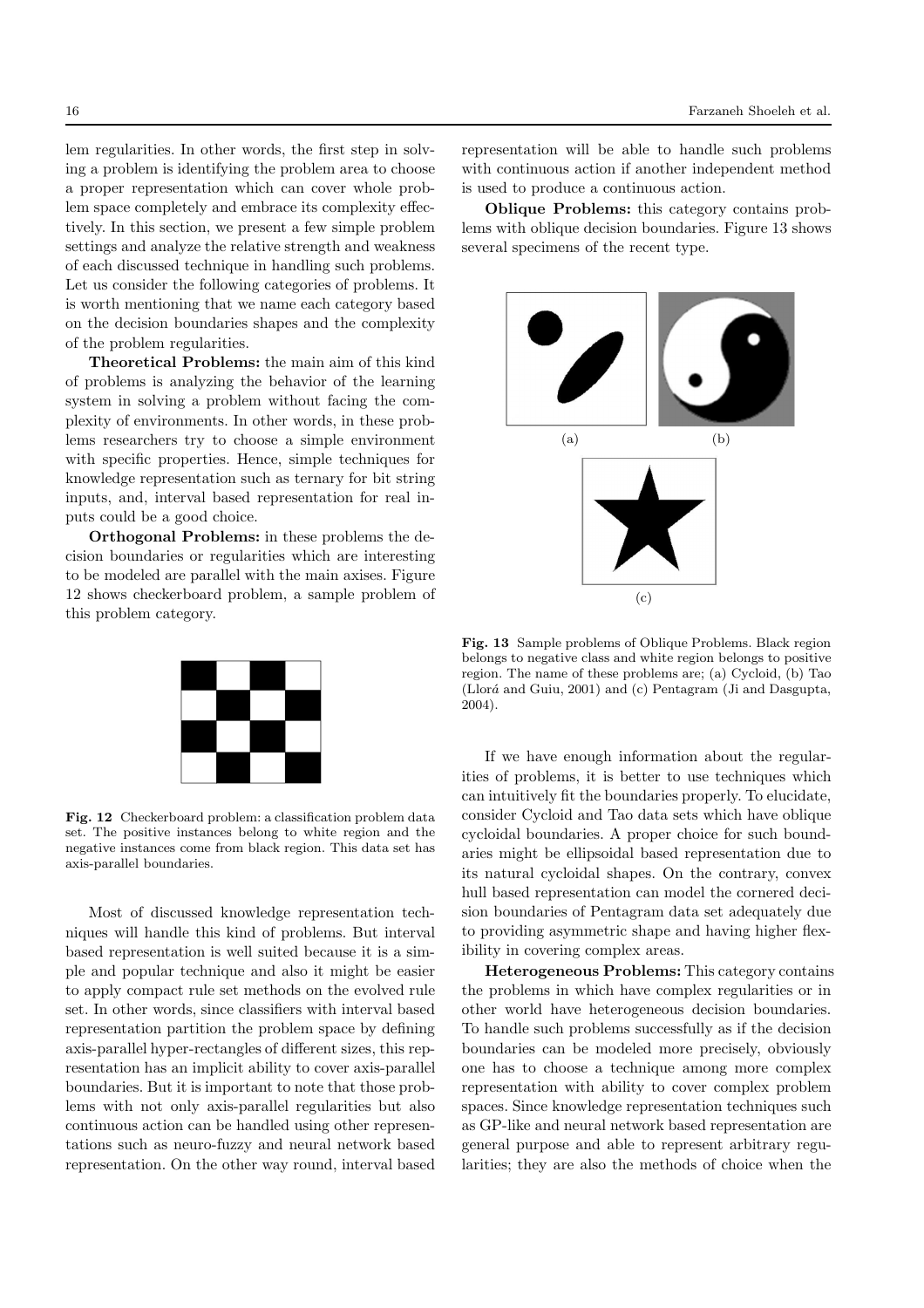lem regularities. In other words, the first step in solving a problem is identifying the problem area to choose a proper representation which can cover whole problem space completely and embrace its complexity effectively. In this section, we present a few simple problem settings and analyze the relative strength and weakness of each discussed technique in handling such problems. Let us consider the following categories of problems. It is worth mentioning that we name each category based on the decision boundaries shapes and the complexity of the problem regularities.

**Theoretical Problems:** the main aim of this kind of problems is analyzing the behavior of the learning system in solving a problem without facing the complexity of environments. In other words, in these problems researchers try to choose a simple environment with specific properties. Hence, simple techniques for knowledge representation such as ternary for bit string inputs, and, interval based representation for real inputs could be a good choice.

**Orthogonal Problems:** in these problems the decision boundaries or regularities which are interesting to be modeled are parallel with the main axises. Figure 12 shows checkerboard problem, a sample problem of this problem category.

**Fig. 12** Checkerboard problem: a classification problem data set. The positive instances belong to white region and the negative instances come from black region. This data set has axis-parallel boundaries.

Most of discussed knowledge representation techniques will handle this kind of problems. But interval based representation is well suited because it is a simple and popular technique and also it might be easier to apply compact rule set methods on the evolved rule set. In other words, since classifiers with interval based representation partition the problem space by defining axis-parallel hyper-rectangles of different sizes, this representation has an implicit ability to cover axis-parallel boundaries. But it is important to note that those problems with not only axis-parallel regularities but also continuous action can be handled using other representations such as neuro-fuzzy and neural network based representation. On the other way round, interval based representation will be able to handle such problems with continuous action if another independent method is used to produce a continuous action.

**Oblique Problems:** this category contains problems with oblique decision boundaries. Figure 13 shows several specimens of the recent type.

(a) (b) (c)

**Fig. 13** Sample problems of Oblique Problems. Black region belongs to negative class and white region belongs to positive region. The name of these problems are; (a) Cycloid, (b) Tao (Llorá and Guiu, 2001) and (c) Pentagram (Ji and Dasgupta, 2004).

If we have enough information about the regularities of problems, it is better to use techniques which can intuitively fit the boundaries properly. To elucidate, consider Cycloid and Tao data sets which have oblique cycloidal boundaries. A proper choice for such boundaries might be ellipsoidal based representation due to its natural cycloidal shapes. On the contrary, convex hull based representation can model the cornered decision boundaries of Pentagram data set adequately due to providing asymmetric shape and having higher flexibility in covering complex areas.

**Heterogeneous Problems:** This category contains the problems in which have complex regularities or in other world have heterogeneous decision boundaries. To handle such problems successfully as if the decision boundaries can be modeled more precisely, obviously one has to choose a technique among more complex representation with ability to cover complex problem spaces. Since knowledge representation techniques such as GP-like and neural network based representation are general purpose and able to represent arbitrary regularities; they are also the methods of choice when the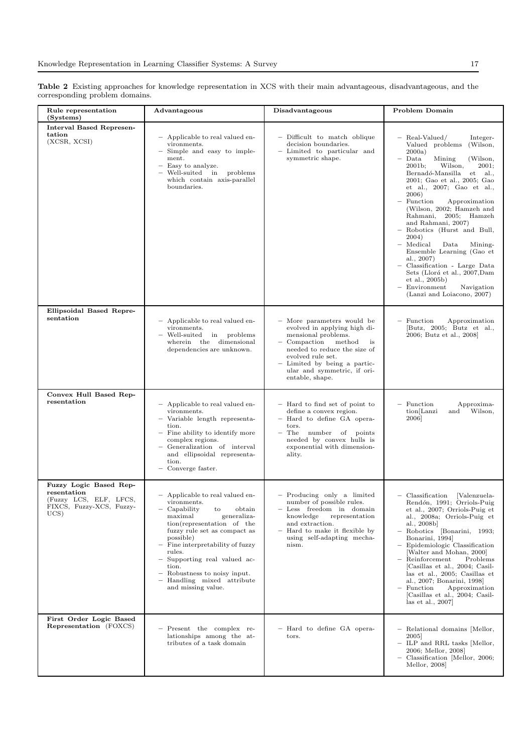**Table 2** Existing approaches for knowledge representation in XCS with their main advantageous, disadvantageous, and the corresponding problem domains.

| Rule representation (Systems) | Advantageous | Disadvantageous | Problem Domain |
|---|---|---|---|
| **Interval Based Representation** (XCSR, XCSI) | – Applicable to real valued environments.<br>– Simple and easy to implement.<br>– Easy to analyze.<br>– Well-suited in problems which contain axis-parallel boundaries. | – Difficult to match oblique decision boundaries.<br>– Limited to particular and symmetric shape. | – Real-Valued/ Integer-Valued problems (Wilson, 2000a)<br>– Data Mining (Wilson, 2001b; Wilson, 2001; Bernadó-Mansilla et al., 2001; Gao et al., 2005; Gao et al., 2007; Gao et al., 2006)<br>– Function Approximation (Wilson, 2002; Hamzeh and Rahmani, 2005; Hamzeh and Rahmani, 2007)<br>– Robotics (Hurst and Bull, 2004)<br>– Medical Data Mining-Ensemble Learning (Gao et al., 2007)<br>– Classification - Large Data Sets (Llorá et al., 2007,Dam et al., 2005b)<br>– Environment Navigation (Lanzi and Loiacono, 2007) |
| **Ellipsoidal Based Representation** | – Applicable to real valued environments.<br>– Well-suited in problems wherein the dimensional dependencies are unknown. | – More parameters would be evolved in applying high dimensional problems.<br>– Compaction method is needed to reduce the size of evolved rule set.<br>– Limited by being a particular and symmetric, if orientable, shape. | – Function Approximation [Butz, 2005; Butz et al., 2006; Butz et al., 2008] |
| **Convex Hull Based Representation** | – Applicable to real valued environments.<br>– Variable length representation.<br>– Fine ability to identify more complex regions.<br>– Generalization of interval and ellipsoidal representation.<br>– Converge faster. | – Hard to find set of point to define a convex region.<br>– Hard to define GA operators.<br>– The number of points needed by convex hulls is exponential with dimensionality. | – Function Approximation[Lanzi and Wilson, 2006] |
| **Fuzzy Logic Based Representation** (Fuzzy LCS, ELF, LFCS, FIXCS, Fuzzy-XCS, Fuzzy-UCS) | – Applicable to real valued environments.<br>– Capability to obtain maximal generalization(representation of the fuzzy rule set as compact as possible)<br>– Fine interpretability of fuzzy rules.<br>– Supporting real valued action.<br>– Robustness to noisy input.<br>– Handling mixed attribute and missing value. | – Producing only a limited number of possible rules.<br>– Less freedom in domain knowledge representation and extraction.<br>– Hard to make it flexible by using self-adapting mechanism. | – Classification [Valenzuela-Rendón, 1991; Orriols-Puig et al., 2007; Orriols-Puig et al., 2008a; Orriols-Puig et al., 2008b]<br>– Robotics [Bonarini, 1993; Bonarini, 1994]<br>– Epidemiologic Classification [Walter and Mohan, 2000]<br>– Reinforcement Problems [Casillas et al., 2004; Casillas et al., 2005; Casillas et al., 2007; Bonarini, 1998]<br>– Function Approximation [Casillas et al., 2004; Casillas et al., 2007] |
| **First Order Logic Based Representation** (FOXCS) | – Present the complex relationships among the attributes of a task domain | – Hard to define GA operators. | – Relational domains [Mellor, 2005]<br>– ILP and RRL tasks [Mellor, 2006; Mellor, 2008]<br>– Classification [Mellor, 2006; Mellor, 2008] |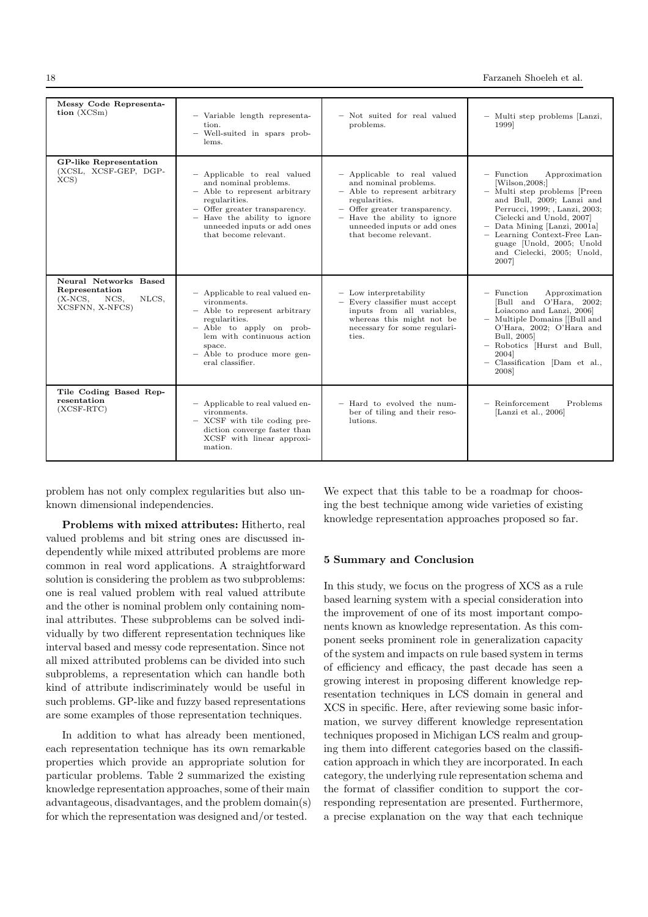| | | | |
|---|---|---|---|
| **Messy Code Representation** (XCSm) | - Variable length representation.<br>- Well-suited in spars problems. | - Not suited for real valued problems. | - Multi step problems [Lanzi, 1999] |
| **GP-like Representation** (XCSL, XCSF-GEP, DGP-XCS) | - Applicable to real valued and nominal problems.<br>- Able to represent arbitrary regularities.<br>- Offer greater transparency.<br>- Have the ability to ignore unneeded inputs or add ones that become relevant. | - Applicable to real valued and nominal problems.<br>- Able to represent arbitrary regularities.<br>- Offer greater transparency.<br>- Have the ability to ignore unneeded inputs or add ones that become relevant. | - Function Approximation [Wilson,2008;]<br>- Multi step problems [Preen and Bull, 2009; Lanzi and Perrucci, 1999; , Lanzi, 2003; Cielecki and Unold, 2007]<br>- Data Mining [Lanzi, 2001a]<br>- Learning Context-Free Language [Unold, 2005; Unold and Cielecki, 2005; Unold, 2007] |
| **Neural Networks Based Representation** (X-NCS, NCS, NLCS, XCSFNN, X-NFCS) | - Applicable to real valued environments.<br>- Able to represent arbitrary regularities.<br>- Able to apply on problem with continuous action space.<br>- Able to produce more general classifier. | - Low interpretability<br>- Every classifier must accept inputs from all variables, whereas this might not be necessary for some regularities. | - Function Approximation [Bull and O'Hara, 2002; Loiacono and Lanzi, 2006]<br>- Multiple Domains [[Bull and O'Hara, 2002; O'Hara and Bull, 2005]<br>- Robotics [Hurst and Bull, 2004]<br>- Classification [Dam et al., 2008] |
| **Tile Coding Based Representation** (XCSF-RTC) | - Applicable to real valued environments.<br>- XCSF with tile coding prediction converge faster than XCSF with linear approximation. | - Hard to evolved the number of tiling and their resolutions. | - Reinforcement Problems [Lanzi et al., 2006] |

problem has not only complex regularities but also unknown dimensional independencies.

**Problems with mixed attributes:** Hitherto, real valued problems and bit string ones are discussed independently while mixed attributed problems are more common in real word applications. A straightforward solution is considering the problem as two subproblems: one is real valued problem with real valued attribute and the other is nominal problem only containing nominal attributes. These subproblems can be solved individually by two different representation techniques like interval based and messy code representation. Since not all mixed attributed problems can be divided into such subproblems, a representation which can handle both kind of attribute indiscriminately would be useful in such problems. GP-like and fuzzy based representations are some examples of those representation techniques.

In addition to what has already been mentioned, each representation technique has its own remarkable properties which provide an appropriate solution for particular problems. Table 2 summarized the existing knowledge representation approaches, some of their main advantageous, disadvantages, and the problem domain(s) for which the representation was designed and/or tested. We expect that this table to be a roadmap for choosing the best technique among wide varieties of existing knowledge representation approaches proposed so far.

## 5 Summary and Conclusion

In this study, we focus on the progress of XCS as a rule based learning system with a special consideration into the improvement of one of its most important components known as knowledge representation. As this component seeks prominent role in generalization capacity of the system and impacts on rule based system in terms of efficiency and efficacy, the past decade has seen a growing interest in proposing different knowledge representation techniques in LCS domain in general and XCS in specific. Here, after reviewing some basic information, we survey different knowledge representation techniques proposed in Michigan LCS realm and grouping them into different categories based on the classification approach in which they are incorporated. In each category, the underlying rule representation schema and the format of classifier condition to support the corresponding representation are presented. Furthermore, a precise explanation on the way that each technique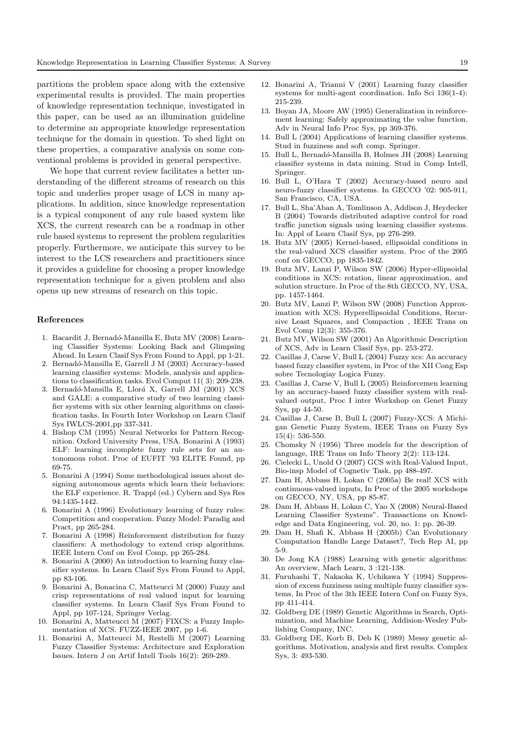partitions the problem space along with the extensive experimental results is provided. The main properties of knowledge representation technique, investigated in this paper, can be used as an illumination guideline to determine an appropriate knowledge representation technique for the domain in question. To shed light on these properties, a comparative analysis on some conventional problems is provided in general perspective.

We hope that current review facilitates a better understanding of the different streams of research on this topic and underlies proper usage of LCS in many applications. In addition, since knowledge representation is a typical component of any rule based system like XCS, the current research can be a roadmap in other rule based systems to represent the problem regularities properly. Furthermore, we anticipate this survey to be interest to the LCS researchers and practitioners since it provides a guideline for choosing a proper knowledge representation technique for a given problem and also opens up new streams of research on this topic.

## References

1. Bacardit J, Bernadó-Mansilla E, Butz MV (2008) Learning Classifier Systems: Looking Back and Glimpsing Ahead. In Learn Clasif Sys From Found to Appl, pp 1-21.
2. Bernadó-Mansilla E, Garrell J M (2003) Accuracy-based learning classifier systems: Models, analysis and applications to classification tasks. Evol Comput 11( 3): 209-238.
3. Bernadó-Mansilla E, Llorá X, Garrell JM (2001) XCS and GALE: a comparative study of two learning classifier systems with six other learning algorithms on classification tasks. In Fourth Inter Workshop on Learn Clasif Sys IWLCS-2001,pp 337-341.
4. Bishop CM (1995) Neural Networks for Pattern Recognition. Oxford University Press, USA. Bonarini A (1993) ELF: learning incomplete fuzzy rule sets for an autonomous robot. Proc of EUFIT '93 ELITE Found, pp 69-75.
5. Bonarini A (1994) Some methodological issues about designing autonomous agents which learn their behaviors: the ELF experience. R. Trappl (ed.) Cybern and Sys Res 94:1435-1442.
6. Bonarini A (1996) Evolutionary learning of fuzzy rules: Competition and cooperation. Fuzzy Model: Paradig and Pract, pp 265-284.
7. Bonarini A (1998) Reinforcement distribution for fuzzy classifiers: A methodology to extend crisp algorithms. IEEE Intern Conf on Evol Comp, pp 265-284.
8. Bonarini A (2000) An introduction to learning fuzzy classifier systems. In Learn Clasif Sys From Found to Appl, pp 83-106.
9. Bonarini A, Bonacina C, Matteucci M (2000) Fuzzy and crisp representations of real valued input for learning classifier systems. In Learn Clasif Sys From Found to Appl, pp 107-124, Springer Verlag.
10. Bonarini A, Matteucci M (2007) FIXCS: a Fuzzy Implementation of XCS. FUZZ-IEEE 2007, pp 1-6.
11. Bonarini A, Matteucci M, Restelli M (2007) Learning Fuzzy Classifier Systems: Architecture and Exploration Issues. Intern J on Artif Intell Tools 16(2): 269-289.
12. Bonarini A, Trianni V (2001) Learning fuzzy classifier systems for multi-agent coordination. Info Sci 136(1-4): 215-239.
13. Boyan JA, Moore AW (1995) Generalization in reinforcement learning: Safely approximating the value function. Adv in Neural Info Proc Sys, pp 369-376.
14. Bull L (2004) Applications of learning classifier systems. Stud in fuzziness and soft comp. Springer.
15. Bull L, Bernadó-Mansilla B, Holmes JH (2008) Learning classifier systems in data mining. Stud in Comp Intell, Springer.
16. Bull L, O'Hara T (2002) Accuracy-based neuro and neuro-fuzzy classifier systems. In GECCO '02: 905-911, San Francisco, CA, USA.
17. Bull L, Sha'Aban A, Tomlinson A, Addison J, Heydecker B (2004) Towards distributed adaptive control for road traffic junction signals using learning classifier systems. In: Appl of Learn Clasif Sys, pp 276-299.
18. Butz MV (2005) Kernel-based, ellipsoidal conditions in the real-valued XCS classifier system. Proc of the 2005 conf on GECCO, pp 1835-1842.
19. Butz MV, Lanzi P, Wilson SW (2006) Hyper-ellipsoidal conditions in XCS: rotation, linear approximation, and solution structure. In Proc of the 8th GECCO, NY, USA, pp. 1457-1464.
20. Butz MV, Lanzi P, Wilson SW (2008) Function Approximation with XCS: Hyperellipsoidal Conditions, Recursive Least Squares, and Compaction , IEEE Trans on Evol Comp 12(3): 355-376.
21. Butz MV, Wilson SW (2001) An Algorithmic Description of XCS, Adv in Learn Clasif Sys, pp. 253-272.
22. Casillas J, Carse V, Bull L (2004) Fuzzy xcs: An accuracy based fuzzy classifier system, in Proc of the XII Cong Esp sobre Tecnologiay Logica Fuzzy.
23. Casillas J, Carse V, Bull L (2005) Reinforcemen learning by an accuracy-based fuzzy classifier system with real-valued output, Proc I inter Workshop on Genet Fuzzy Sys, pp 44-50.
24. Casillas J, Carse B, Bull L (2007) Fuzzy-XCS: A Michigan Genetic Fuzzy System, IEEE Trans on Fuzzy Sys 15(4): 536-550.
25. Chomsky N (1956) Three models for the description of language, IRE Trans on Info Theory 2(2): 113-124.
26. Cielecki L, Unold O (2007) GCS with Real-Valued Input, Bio-insp Model of Cognetiv Task, pp 488-497.
27. Dam H, Abbass H, Lokan C (2005a) Be real! XCS with continuous-valued inputs, In Proc of the 2005 workshops on GECCO, NY, USA, pp 85-87.
28. Dam H, Abbass H, Lokan C, Yao X (2008) Neural-Based Learning Classifier Systems". Transactions on Knowledge and Data Engineering, vol. 20, no. 1: pp. 26-39.
29. Dam H, Shafi K, Abbass H (2005b) Can Evolutionary Computation Handle Large Dataset?, Tech Rep AI, pp 5-9.
30. De Jong KA (1988) Learning with genetic algorithms: An overview, Mach Learn, 3 :121-138.
31. Furuhashi T, Nakaoka K, Uchikawa Y (1994) Suppression of excess fuzziness using multiple fuzzy classifier systems, In Proc of the 3th IEEE Intern Conf on Fuzzy Sys, pp 411-414.
32. Goldberg DE (1989) Genetic Algorithms in Search, Optimization, and Machine Learning, Addision-Wesley Publishing Company, INC.
33. Goldberg DE, Korb B, Deb K (1989) Messy genetic algorithms. Motivation, analysis and first results. Complex Sys, 3: 493-530.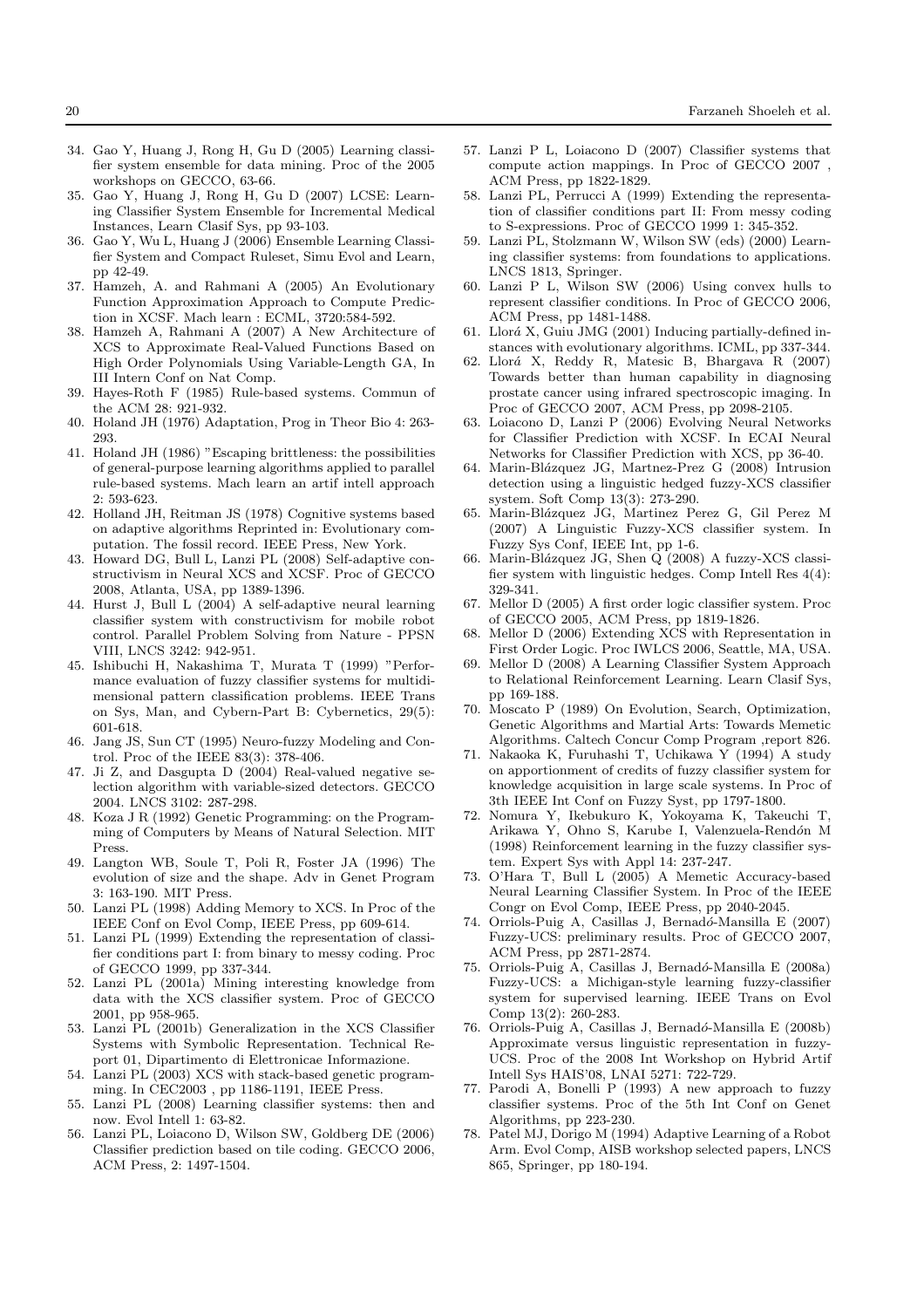34. Gao Y, Huang J, Rong H, Gu D (2005) Learning classifier system ensemble for data mining. Proc of the 2005 workshops on GECCO, 63-66.
35. Gao Y, Huang J, Rong H, Gu D (2007) LCSE: Learning Classifier System Ensemble for Incremental Medical Instances, Learn Clasif Sys, pp 93-103.
36. Gao Y, Wu L, Huang J (2006) Ensemble Learning Classifier System and Compact Ruleset, Simu Evol and Learn, pp 42-49.
37. Hamzeh, A. and Rahmani A (2005) An Evolutionary Function Approximation Approach to Compute Prediction in XCSF. Mach learn : ECML, 3720:584-592.
38. Hamzeh A, Rahmani A (2007) A New Architecture of XCS to Approximate Real-Valued Functions Based on High Order Polynomials Using Variable-Length GA, In III Intern Conf on Nat Comp.
39. Hayes-Roth F (1985) Rule-based systems. Commun of the ACM 28: 921-932.
40. Holand JH (1976) Adaptation, Prog in Theor Bio 4: 263-293.
41. Holand JH (1986) "Escaping brittleness: the possibilities of general-purpose learning algorithms applied to parallel rule-based systems. Mach learn an artif intell approach 2: 593-623.
42. Holland JH, Reitman JS (1978) Cognitive systems based on adaptive algorithms Reprinted in: Evolutionary computation. The fossil record. IEEE Press, New York.
43. Howard DG, Bull L, Lanzi PL (2008) Self-adaptive constructivism in Neural XCS and XCSF. Proc of GECCO 2008, Atlanta, USA, pp 1389-1396.
44. Hurst J, Bull L (2004) A self-adaptive neural learning classifier system with constructivism for mobile robot control. Parallel Problem Solving from Nature - PPSN VIII, LNCS 3242: 942-951.
45. Ishibuchi H, Nakashima T, Murata T (1999) "Performance evaluation of fuzzy classifier systems for multidimensional pattern classification problems. IEEE Trans on Sys, Man, and Cybern-Part B: Cybernetics, 29(5): 601-618.
46. Jang JS, Sun CT (1995) Neuro-fuzzy Modeling and Control. Proc of the IEEE 83(3): 378-406.
47. Ji Z, and Dasgupta D (2004) Real-valued negative selection algorithm with variable-sized detectors. GECCO 2004. LNCS 3102: 287-298.
48. Koza J R (1992) Genetic Programming: on the Programming of Computers by Means of Natural Selection. MIT Press.
49. Langton WB, Soule T, Poli R, Foster JA (1996) The evolution of size and the shape. Adv in Genet Program 3: 163-190. MIT Press.
50. Lanzi PL (1998) Adding Memory to XCS. In Proc of the IEEE Conf on Evol Comp, IEEE Press, pp 609-614.
51. Lanzi PL (1999) Extending the representation of classifier conditions part I: from binary to messy coding. Proc of GECCO 1999, pp 337-344.
52. Lanzi PL (2001a) Mining interesting knowledge from data with the XCS classifier system. Proc of GECCO 2001, pp 958-965.
53. Lanzi PL (2001b) Generalization in the XCS Classifier Systems with Symbolic Representation. Technical Report 01, Dipartimento di Elettronicae Informazione.
54. Lanzi PL (2003) XCS with stack-based genetic programming. In CEC2003 , pp 1186-1191, IEEE Press.
55. Lanzi PL (2008) Learning classifier systems: then and now. Evol Intell 1: 63-82.
56. Lanzi PL, Loiacono D, Wilson SW, Goldberg DE (2006) Classifier prediction based on tile coding. GECCO 2006, ACM Press, 2: 1497-1504.
57. Lanzi P L, Loiacono D (2007) Classifier systems that compute action mappings. In Proc of GECCO 2007 , ACM Press, pp 1822-1829.
58. Lanzi PL, Perrucci A (1999) Extending the representation of classifier conditions part II: From messy coding to S-expressions. Proc of GECCO 1999 1: 345-352.
59. Lanzi PL, Stolzmann W, Wilson SW (eds) (2000) Learning classifier systems: from foundations to applications. LNCS 1813, Springer.
60. Lanzi P L, Wilson SW (2006) Using convex hulls to represent classifier conditions. In Proc of GECCO 2006, ACM Press, pp 1481-1488.
61. Llorá X, Guiu JMG (2001) Inducing partially-defined instances with evolutionary algorithms. ICML, pp 337-344.
62. Llorá X, Reddy R, Matesic B, Bhargava R (2007) Towards better than human capability in diagnosing prostate cancer using infrared spectroscopic imaging. In Proc of GECCO 2007, ACM Press, pp 2098-2105.
63. Loiacono D, Lanzi P (2006) Evolving Neural Networks for Classifier Prediction with XCSF. In ECAI Neural Networks for Classifier Prediction with XCS, pp 36-40.
64. Marin-Blázquez JG, Martnez-Prez G (2008) Intrusion detection using a linguistic hedged fuzzy-XCS classifier system. Soft Comp 13(3): 273-290.
65. Marin-Blázquez JG, Martinez Perez G, Gil Perez M (2007) A Linguistic Fuzzy-XCS classifier system. In Fuzzy Sys Conf, IEEE Int, pp 1-6.
66. Marin-Blázquez JG, Shen Q (2008) A fuzzy-XCS classifier system with linguistic hedges. Comp Intell Res 4(4): 329-341.
67. Mellor D (2005) A first order logic classifier system. Proc of GECCO 2005, ACM Press, pp 1819-1826.
68. Mellor D (2006) Extending XCS with Representation in First Order Logic. Proc IWLCS 2006, Seattle, MA, USA.
69. Mellor D (2008) A Learning Classifier System Approach to Relational Reinforcement Learning. Learn Clasif Sys, pp 169-188.
70. Moscato P (1989) On Evolution, Search, Optimization, Genetic Algorithms and Martial Arts: Towards Memetic Algorithms. Caltech Concur Comp Program ,report 826.
71. Nakaoka K, Furuhashi T, Uchikawa Y (1994) A study on apportionment of credits of fuzzy classifier system for knowledge acquisition in large scale systems. In Proc of 3th IEEE Int Conf on Fuzzy Syst, pp 1797-1800.
72. Nomura Y, Ikebukuro K, Yokoyama K, Takeuchi T, Arikawa Y, Ohno S, Karube I, Valenzuela-Rendón M (1998) Reinforcement learning in the fuzzy classifier system. Expert Sys with Appl 14: 237-247.
73. O'Hara T, Bull L (2005) A Memetic Accuracy-based Neural Learning Classifier System. In Proc of the IEEE Congr on Evol Comp, IEEE Press, pp 2040-2045.
74. Orriols-Puig A, Casillas J, Bernadó-Mansilla E (2007) Fuzzy-UCS: preliminary results. Proc of GECCO 2007, ACM Press, pp 2871-2874.
75. Orriols-Puig A, Casillas J, Bernadó-Mansilla E (2008a) Fuzzy-UCS: a Michigan-style learning fuzzy-classifier system for supervised learning. IEEE Trans on Evol Comp 13(2): 260-283.
76. Orriols-Puig A, Casillas J, Bernadó-Mansilla E (2008b) Approximate versus linguistic representation in fuzzy-UCS. Proc of the 2008 Int Workshop on Hybrid Artif Intell Sys HAIS'08, LNAI 5271: 722-729.
77. Parodi A, Bonelli P (1993) A new approach to fuzzy classifier systems. Proc of the 5th Int Conf on Genet Algorithms, pp 223-230.
78. Patel MJ, Dorigo M (1994) Adaptive Learning of a Robot Arm. Evol Comp, AISB workshop selected papers, LNCS 865, Springer, pp 180-194.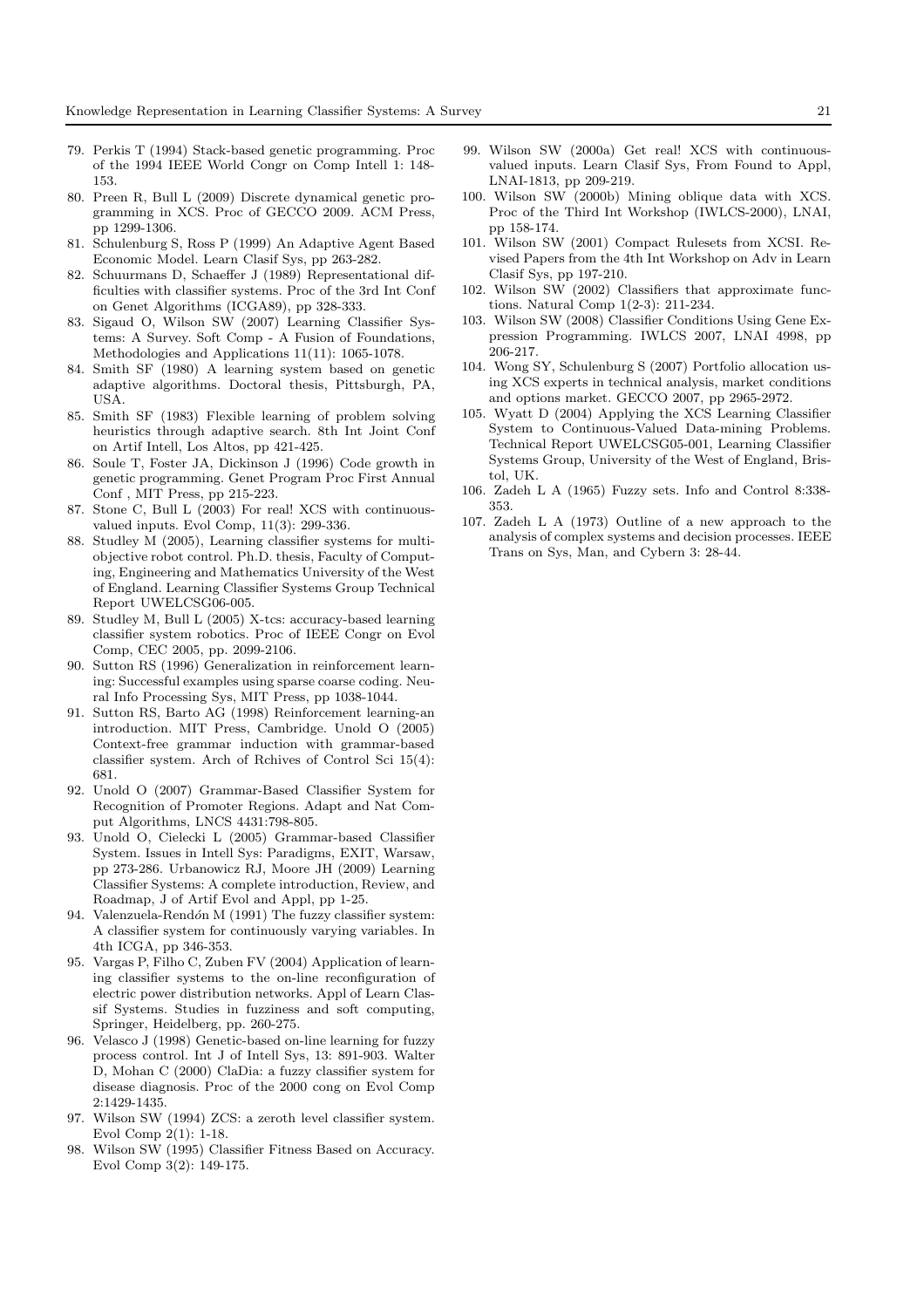79. Perkis T (1994) Stack-based genetic programming. Proc of the 1994 IEEE World Congr on Comp Intell 1: 148-153.
80. Preen R, Bull L (2009) Discrete dynamical genetic programming in XCS. Proc of GECCO 2009. ACM Press, pp 1299-1306.
81. Schulenburg S, Ross P (1999) An Adaptive Agent Based Economic Model. Learn Clasif Sys, pp 263-282.
82. Schuurmans D, Schaeffer J (1989) Representational difficulties with classifier systems. Proc of the 3rd Int Conf on Genet Algorithms (ICGA89), pp 328-333.
83. Sigaud O, Wilson SW (2007) Learning Classifier Systems: A Survey. Soft Comp - A Fusion of Foundations, Methodologies and Applications 11(11): 1065-1078.
84. Smith SF (1980) A learning system based on genetic adaptive algorithms. Doctoral thesis, Pittsburgh, PA, USA.
85. Smith SF (1983) Flexible learning of problem solving heuristics through adaptive search. 8th Int Joint Conf on Artif Intell, Los Altos, pp 421-425.
86. Soule T, Foster JA, Dickinson J (1996) Code growth in genetic programming. Genet Program Proc First Annual Conf , MIT Press, pp 215-223.
87. Stone C, Bull L (2003) For real! XCS with continuous-valued inputs. Evol Comp, 11(3): 299-336.
88. Studley M (2005), Learning classifier systems for multi-objective robot control. Ph.D. thesis, Faculty of Computing, Engineering and Mathematics University of the West of England. Learning Classifier Systems Group Technical Report UWELCSG06-005.
89. Studley M, Bull L (2005) X-tcs: accuracy-based learning classifier system robotics. Proc of IEEE Congr on Evol Comp, CEC 2005, pp. 2099-2106.
90. Sutton RS (1996) Generalization in reinforcement learning: Successful examples using sparse coarse coding. Neural Info Processing Sys, MIT Press, pp 1038-1044.
91. Sutton RS, Barto AG (1998) Reinforcement learning-an introduction. MIT Press, Cambridge. Unold O (2005) Context-free grammar induction with grammar-based classifier system. Arch of Rchives of Control Sci 15(4): 681.
92. Unold O (2007) Grammar-Based Classifier System for Recognition of Promoter Regions. Adapt and Nat Comput Algorithms, LNCS 4431:798-805.
93. Unold O, Cielecki L (2005) Grammar-based Classifier System. Issues in Intell Sys: Paradigms, EXIT, Warsaw, pp 273-286. Urbanowicz RJ, Moore JH (2009) Learning Classifier Systems: A complete introduction, Review, and Roadmap, J of Artif Evol and Appl, pp 1-25.
94. Valenzuela-Rendón M (1991) The fuzzy classifier system: A classifier system for continuously varying variables. In 4th ICGA, pp 346-353.
95. Vargas P, Filho C, Zuben FV (2004) Application of learning classifier systems to the on-line reconfiguration of electric power distribution networks. Appl of Learn Classif Systems. Studies in fuzziness and soft computing, Springer, Heidelberg, pp. 260-275.
96. Velasco J (1998) Genetic-based on-line learning for fuzzy process control. Int J of Intell Sys, 13: 891-903. Walter D, Mohan C (2000) ClaDia: a fuzzy classifier system for disease diagnosis. Proc of the 2000 cong on Evol Comp 2:1429-1435.
97. Wilson SW (1994) ZCS: a zeroth level classifier system. Evol Comp 2(1): 1-18.
98. Wilson SW (1995) Classifier Fitness Based on Accuracy. Evol Comp 3(2): 149-175.
99. Wilson SW (2000a) Get real! XCS with continuous-valued inputs. Learn Clasif Sys, From Found to Appl, LNAI-1813, pp 209-219.
100. Wilson SW (2000b) Mining oblique data with XCS. Proc of the Third Int Workshop (IWLCS-2000), LNAI, pp 158-174.
101. Wilson SW (2001) Compact Rulesets from XCSI. Revised Papers from the 4th Int Workshop on Adv in Learn Clasif Sys, pp 197-210.
102. Wilson SW (2002) Classifiers that approximate functions. Natural Comp 1(2-3): 211-234.
103. Wilson SW (2008) Classifier Conditions Using Gene Expression Programming. IWLCS 2007, LNAI 4998, pp 206-217.
104. Wong SY, Schulenburg S (2007) Portfolio allocation using XCS experts in technical analysis, market conditions and options market. GECCO 2007, pp 2965-2972.
105. Wyatt D (2004) Applying the XCS Learning Classifier System to Continuous-Valued Data-mining Problems. Technical Report UWELCSG05-001, Learning Classifier Systems Group, University of the West of England, Bristol, UK.
106. Zadeh L A (1965) Fuzzy sets. Info and Control 8:338-353.
107. Zadeh L A (1973) Outline of a new approach to the analysis of complex systems and decision processes. IEEE Trans on Sys, Man, and Cybern 3: 28-44.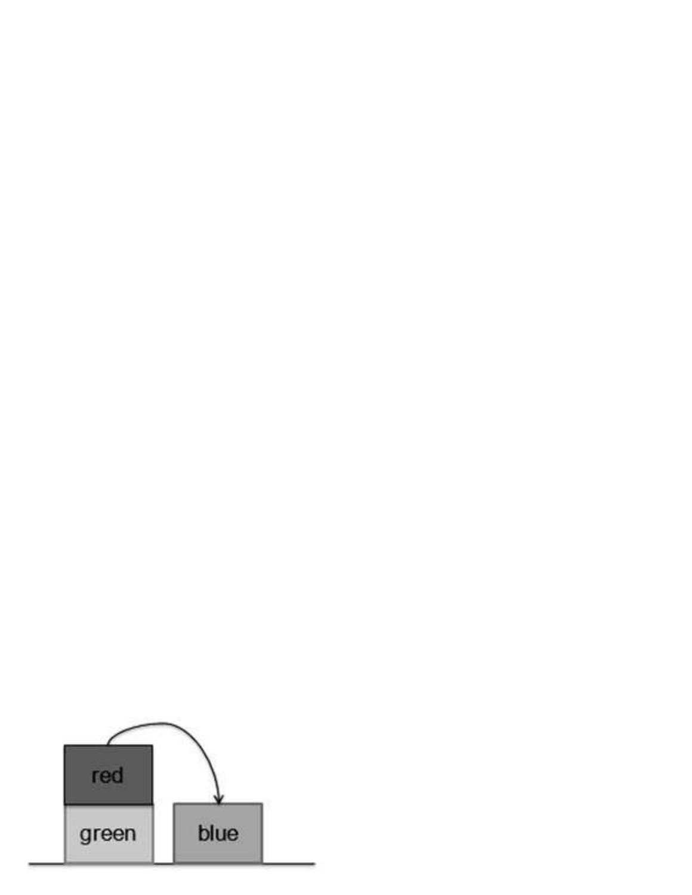red

green

blue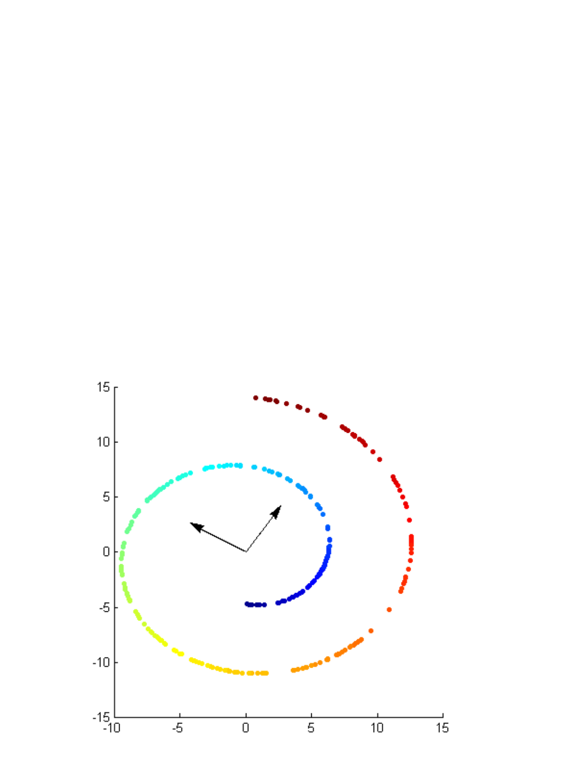15
10
5
0
-5
-10
-15
-10
-5
0
5
10
15